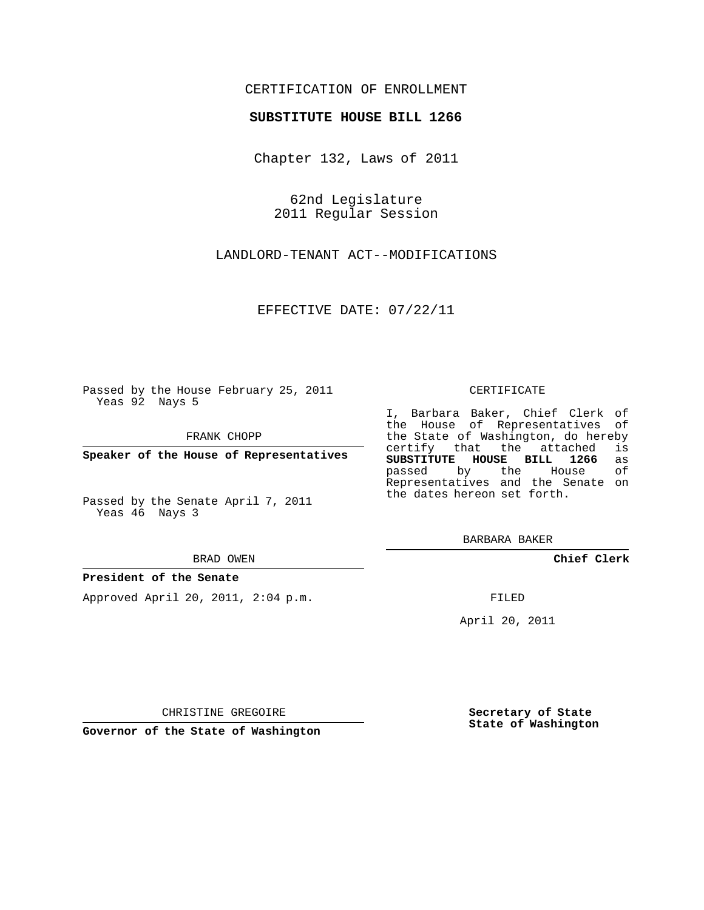CERTIFICATION OF ENROLLMENT

**SUBSTITUTE HOUSE BILL 1266**

Chapter 132, Laws of 2011

62nd Legislature
2011 Regular Session

LANDLORD-TENANT ACT--MODIFICATIONS

EFFECTIVE DATE: 07/22/11

Passed by the House February 25, 2011
Yeas 92 Nays 5

FRANK CHOPP

**Speaker of the House of Representatives**

Passed by the Senate April 7, 2011
Yeas 46 Nays 3

BRAD OWEN

**President of the Senate**

Approved April 20, 2011, 2:04 p.m.

CHRISTINE GREGOIRE

**Governor of the State of Washington**

CERTIFICATE

I, Barbara Baker, Chief Clerk of the House of Representatives of the State of Washington, do hereby certify that the attached is **SUBSTITUTE HOUSE BILL 1266** as passed by the House of Representatives and the Senate on the dates hereon set forth.

BARBARA BAKER

**Chief Clerk**

FILED

April 20, 2011

**Secretary of State**
**State of Washington**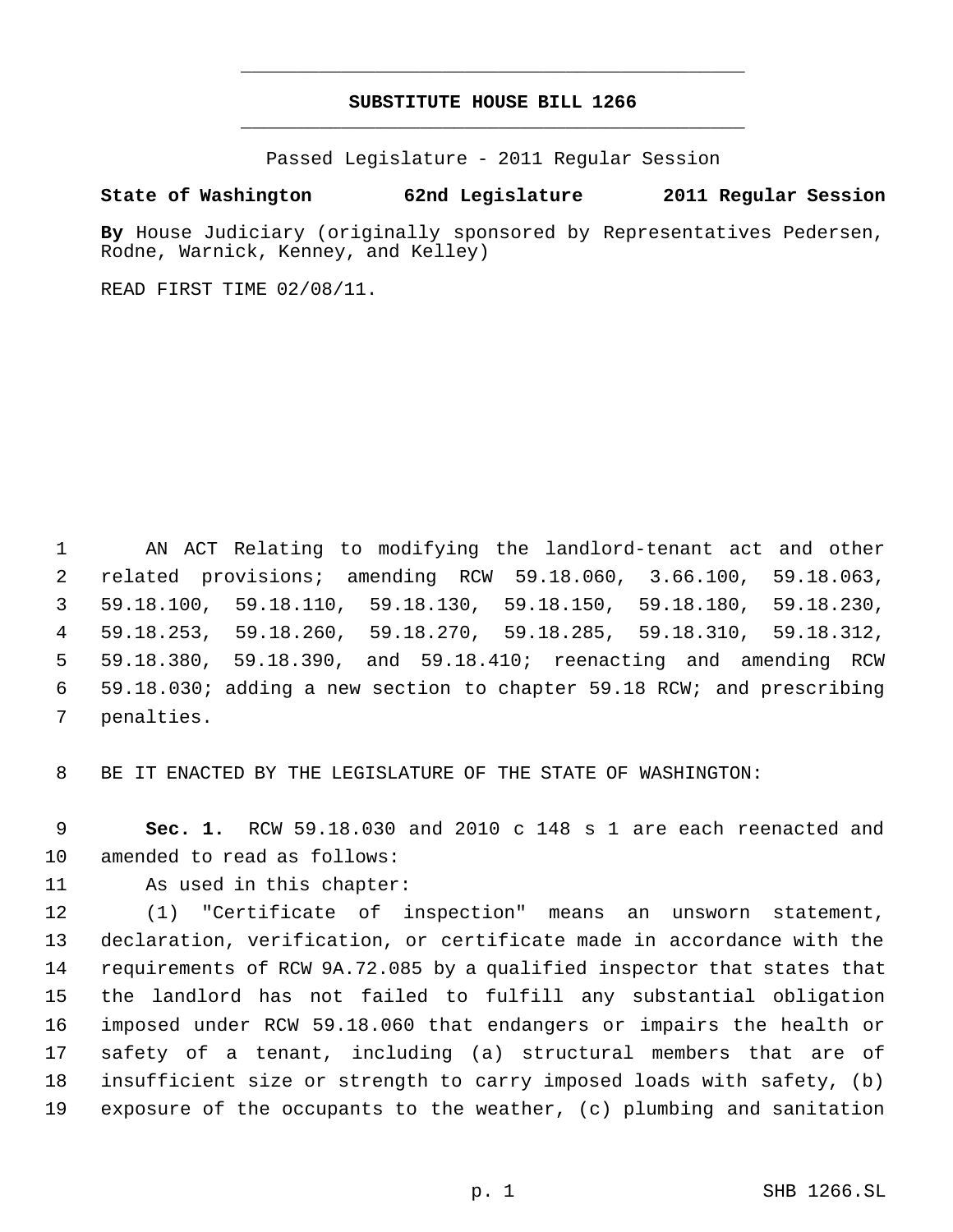# SUBSTITUTE HOUSE BILL 1266

Passed Legislature - 2011 Regular Session

**State of Washington 62nd Legislature 2011 Regular Session**

**By** House Judiciary (originally sponsored by Representatives Pedersen, Rodne, Warnick, Kenney, and Kelley)

READ FIRST TIME 02/08/11.

AN ACT Relating to modifying the landlord-tenant act and other related provisions; amending RCW 59.18.060, 3.66.100, 59.18.063, 59.18.100, 59.18.110, 59.18.130, 59.18.150, 59.18.180, 59.18.230, 59.18.253, 59.18.260, 59.18.270, 59.18.285, 59.18.310, 59.18.312, 59.18.380, 59.18.390, and 59.18.410; reenacting and amending RCW 59.18.030; adding a new section to chapter 59.18 RCW; and prescribing penalties.

BE IT ENACTED BY THE LEGISLATURE OF THE STATE OF WASHINGTON:

**Sec. 1.** RCW 59.18.030 and 2010 c 148 s 1 are each reenacted and amended to read as follows:

As used in this chapter:

(1) "Certificate of inspection" means an unsworn statement, declaration, verification, or certificate made in accordance with the requirements of RCW 9A.72.085 by a qualified inspector that states that the landlord has not failed to fulfill any substantial obligation imposed under RCW 59.18.060 that endangers or impairs the health or safety of a tenant, including (a) structural members that are of insufficient size or strength to carry imposed loads with safety, (b) exposure of the occupants to the weather, (c) plumbing and sanitation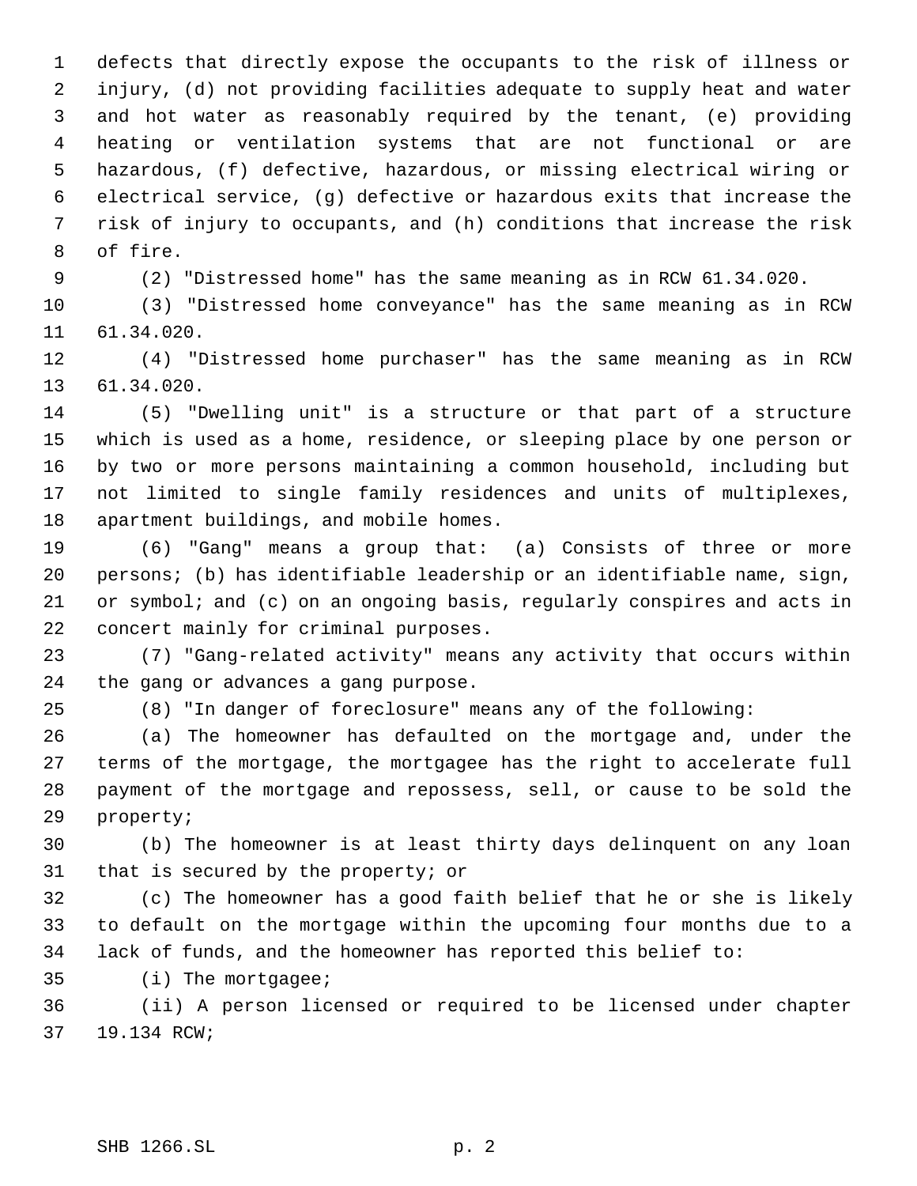defects that directly expose the occupants to the risk of illness or injury, (d) not providing facilities adequate to supply heat and water and hot water as reasonably required by the tenant, (e) providing heating or ventilation systems that are not functional or are hazardous, (f) defective, hazardous, or missing electrical wiring or electrical service, (g) defective or hazardous exits that increase the risk of injury to occupants, and (h) conditions that increase the risk of fire.

(2) "Distressed home" has the same meaning as in RCW 61.34.020.

(3) "Distressed home conveyance" has the same meaning as in RCW 61.34.020.

(4) "Distressed home purchaser" has the same meaning as in RCW 61.34.020.

(5) "Dwelling unit" is a structure or that part of a structure which is used as a home, residence, or sleeping place by one person or by two or more persons maintaining a common household, including but not limited to single family residences and units of multiplexes, apartment buildings, and mobile homes.

(6) "Gang" means a group that: (a) Consists of three or more persons; (b) has identifiable leadership or an identifiable name, sign, or symbol; and (c) on an ongoing basis, regularly conspires and acts in concert mainly for criminal purposes.

(7) "Gang-related activity" means any activity that occurs within the gang or advances a gang purpose.

(8) "In danger of foreclosure" means any of the following:

(a) The homeowner has defaulted on the mortgage and, under the terms of the mortgage, the mortgagee has the right to accelerate full payment of the mortgage and repossess, sell, or cause to be sold the property;

(b) The homeowner is at least thirty days delinquent on any loan that is secured by the property; or

(c) The homeowner has a good faith belief that he or she is likely to default on the mortgage within the upcoming four months due to a lack of funds, and the homeowner has reported this belief to:

(i) The mortgagee;

(ii) A person licensed or required to be licensed under chapter 19.134 RCW;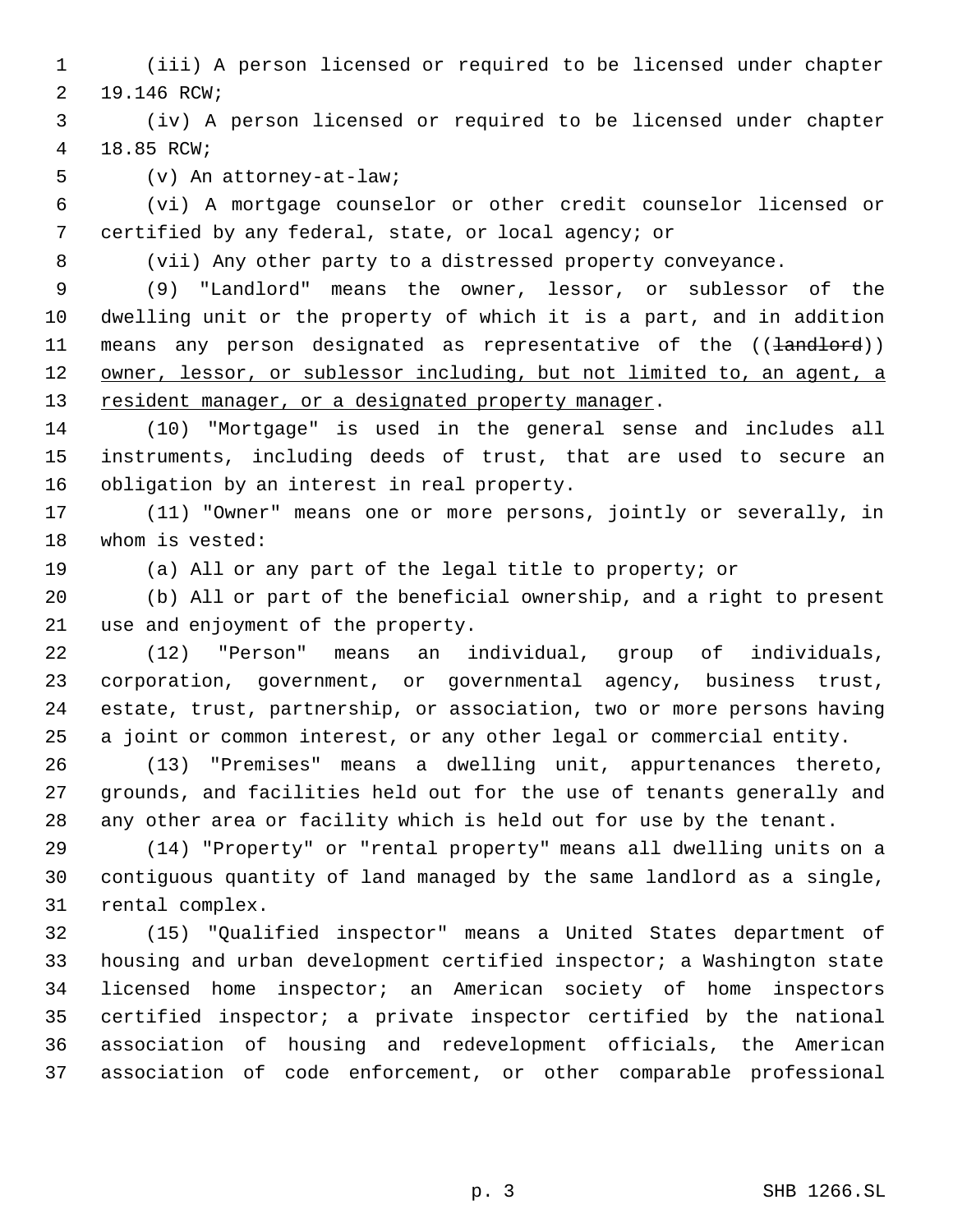(iii) A person licensed or required to be licensed under chapter 19.146 RCW;

(iv) A person licensed or required to be licensed under chapter 18.85 RCW;

(v) An attorney-at-law;

(vi) A mortgage counselor or other credit counselor licensed or certified by any federal, state, or local agency; or

(vii) Any other party to a distressed property conveyance.

(9) "Landlord" means the owner, lessor, or sublessor of the dwelling unit or the property of which it is a part, and in addition means any person designated as representative of the ((~~landlord~~)) <u>owner, lessor, or sublessor including, but not limited to, an agent, a resident manager, or a designated property manager</u>.

(10) "Mortgage" is used in the general sense and includes all instruments, including deeds of trust, that are used to secure an obligation by an interest in real property.

(11) "Owner" means one or more persons, jointly or severally, in whom is vested:

(a) All or any part of the legal title to property; or

(b) All or part of the beneficial ownership, and a right to present use and enjoyment of the property.

(12) "Person" means an individual, group of individuals, corporation, government, or governmental agency, business trust, estate, trust, partnership, or association, two or more persons having a joint or common interest, or any other legal or commercial entity.

(13) "Premises" means a dwelling unit, appurtenances thereto, grounds, and facilities held out for the use of tenants generally and any other area or facility which is held out for use by the tenant.

(14) "Property" or "rental property" means all dwelling units on a contiguous quantity of land managed by the same landlord as a single, rental complex.

(15) "Qualified inspector" means a United States department of housing and urban development certified inspector; a Washington state licensed home inspector; an American society of home inspectors certified inspector; a private inspector certified by the national association of housing and redevelopment officials, the American association of code enforcement, or other comparable professional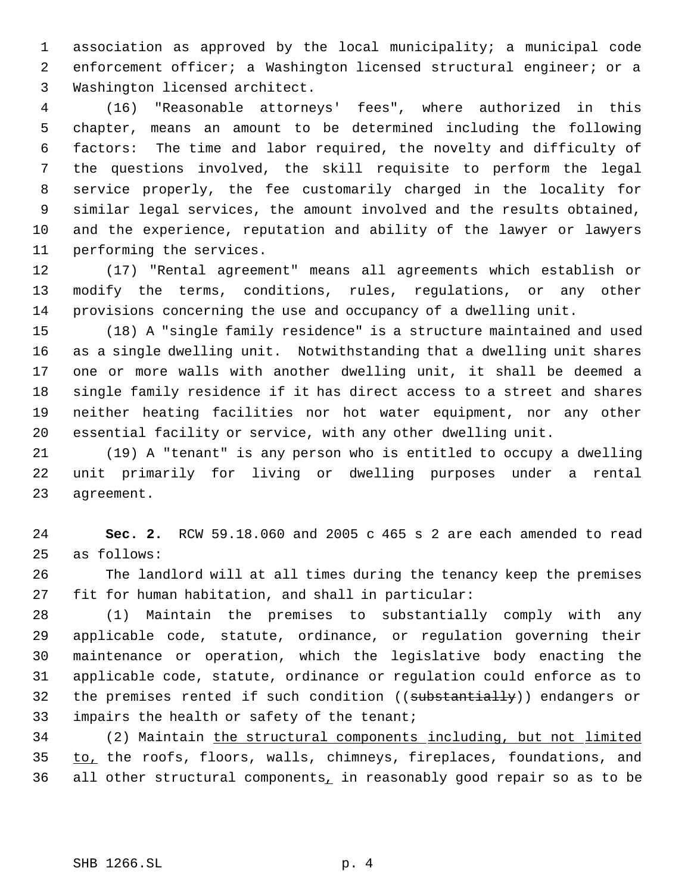association as approved by the local municipality; a municipal code enforcement officer; a Washington licensed structural engineer; or a Washington licensed architect.

(16) "Reasonable attorneys' fees", where authorized in this chapter, means an amount to be determined including the following factors: The time and labor required, the novelty and difficulty of the questions involved, the skill requisite to perform the legal service properly, the fee customarily charged in the locality for similar legal services, the amount involved and the results obtained, and the experience, reputation and ability of the lawyer or lawyers performing the services.

(17) "Rental agreement" means all agreements which establish or modify the terms, conditions, rules, regulations, or any other provisions concerning the use and occupancy of a dwelling unit.

(18) A "single family residence" is a structure maintained and used as a single dwelling unit. Notwithstanding that a dwelling unit shares one or more walls with another dwelling unit, it shall be deemed a single family residence if it has direct access to a street and shares neither heating facilities nor hot water equipment, nor any other essential facility or service, with any other dwelling unit.

(19) A "tenant" is any person who is entitled to occupy a dwelling unit primarily for living or dwelling purposes under a rental agreement.

**Sec. 2.** RCW 59.18.060 and 2005 c 465 s 2 are each amended to read as follows:

The landlord will at all times during the tenancy keep the premises fit for human habitation, and shall in particular:

(1) Maintain the premises to substantially comply with any applicable code, statute, ordinance, or regulation governing their maintenance or operation, which the legislative body enacting the applicable code, statute, ordinance or regulation could enforce as to the premises rented if such condition ((~~substantially~~)) endangers or impairs the health or safety of the tenant;

(2) Maintain <u>the structural components including, but not limited to,</u> the roofs, floors, walls, chimneys, fireplaces, foundations, and all other structural components<u>,</u> in reasonably good repair so as to be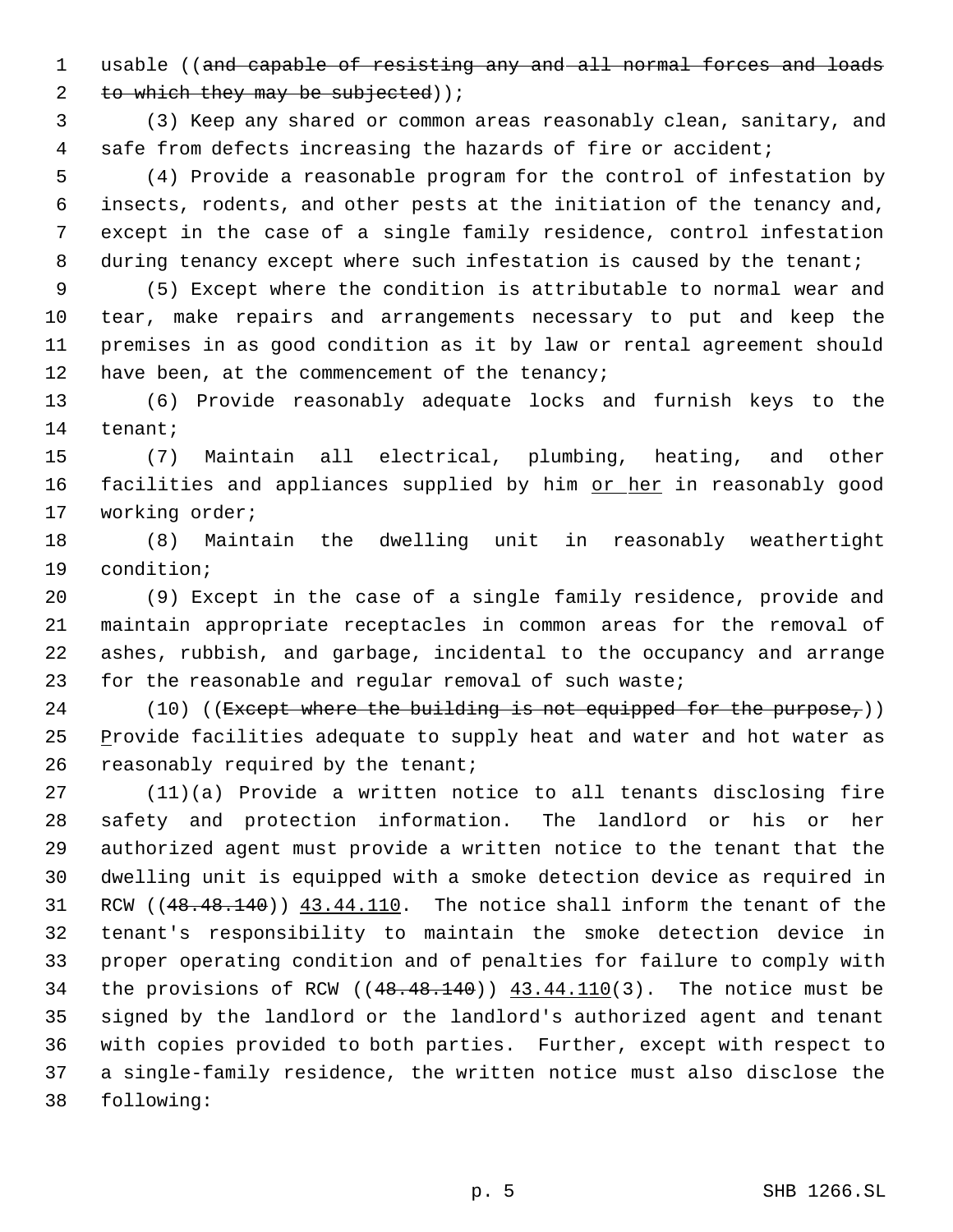usable ((~~and capable of resisting any and all normal forces and loads to which they may be subjected~~));

(3) Keep any shared or common areas reasonably clean, sanitary, and safe from defects increasing the hazards of fire or accident;

(4) Provide a reasonable program for the control of infestation by insects, rodents, and other pests at the initiation of the tenancy and, except in the case of a single family residence, control infestation during tenancy except where such infestation is caused by the tenant;

(5) Except where the condition is attributable to normal wear and tear, make repairs and arrangements necessary to put and keep the premises in as good condition as it by law or rental agreement should have been, at the commencement of the tenancy;

(6) Provide reasonably adequate locks and furnish keys to the tenant;

(7) Maintain all electrical, plumbing, heating, and other facilities and appliances supplied by him <u>or her</u> in reasonably good working order;

(8) Maintain the dwelling unit in reasonably weathertight condition;

(9) Except in the case of a single family residence, provide and maintain appropriate receptacles in common areas for the removal of ashes, rubbish, and garbage, incidental to the occupancy and arrange for the reasonable and regular removal of such waste;

(10) ((~~Except where the building is not equipped for the purpose,~~)) <u>P</u>rovide facilities adequate to supply heat and water and hot water as reasonably required by the tenant;

(11)(a) Provide a written notice to all tenants disclosing fire safety and protection information. The landlord or his or her authorized agent must provide a written notice to the tenant that the dwelling unit is equipped with a smoke detection device as required in RCW ((~~48.48.140~~)) <u>43.44.110</u>. The notice shall inform the tenant of the tenant's responsibility to maintain the smoke detection device in proper operating condition and of penalties for failure to comply with the provisions of RCW ((~~48.48.140~~)) <u>43.44.110</u>(3). The notice must be signed by the landlord or the landlord's authorized agent and tenant with copies provided to both parties. Further, except with respect to a single-family residence, the written notice must also disclose the following: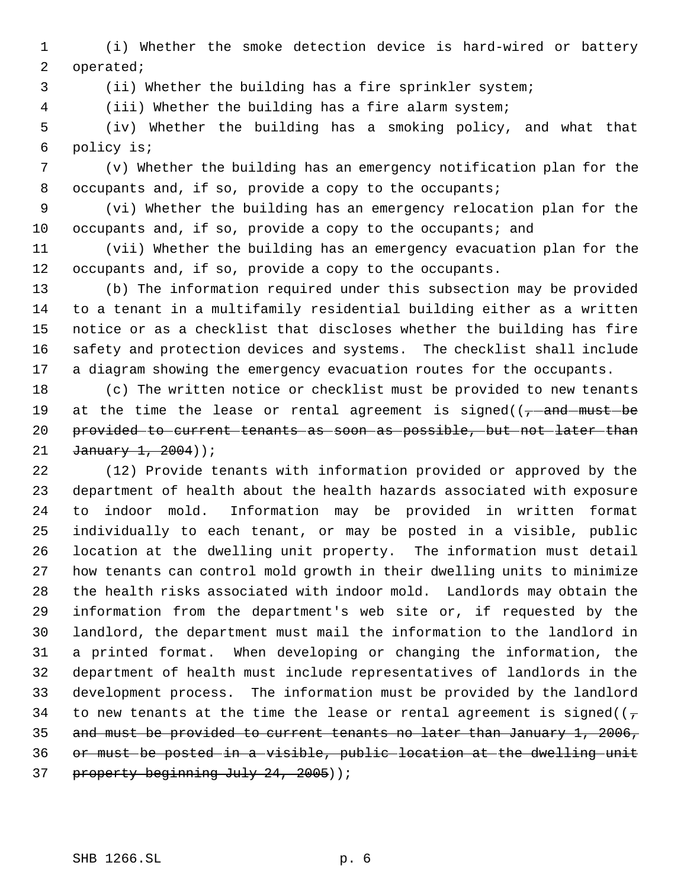(i) Whether the smoke detection device is hard-wired or battery operated;

(ii) Whether the building has a fire sprinkler system;

(iii) Whether the building has a fire alarm system;

(iv) Whether the building has a smoking policy, and what that policy is;

(v) Whether the building has an emergency notification plan for the occupants and, if so, provide a copy to the occupants;

(vi) Whether the building has an emergency relocation plan for the occupants and, if so, provide a copy to the occupants; and

(vii) Whether the building has an emergency evacuation plan for the occupants and, if so, provide a copy to the occupants.

(b) The information required under this subsection may be provided to a tenant in a multifamily residential building either as a written notice or as a checklist that discloses whether the building has fire safety and protection devices and systems. The checklist shall include a diagram showing the emergency evacuation routes for the occupants.

(c) The written notice or checklist must be provided to new tenants at the time the lease or rental agreement is signed((~~, and must be provided to current tenants as soon as possible, but not later than January 1, 2004~~));

(12) Provide tenants with information provided or approved by the department of health about the health hazards associated with exposure to indoor mold. Information may be provided in written format individually to each tenant, or may be posted in a visible, public location at the dwelling unit property. The information must detail how tenants can control mold growth in their dwelling units to minimize the health risks associated with indoor mold. Landlords may obtain the information from the department's web site or, if requested by the landlord, the department must mail the information to the landlord in a printed format. When developing or changing the information, the department of health must include representatives of landlords in the development process. The information must be provided by the landlord to new tenants at the time the lease or rental agreement is signed((~~, and must be provided to current tenants no later than January 1, 2006, or must be posted in a visible, public location at the dwelling unit property beginning July 24, 2005~~));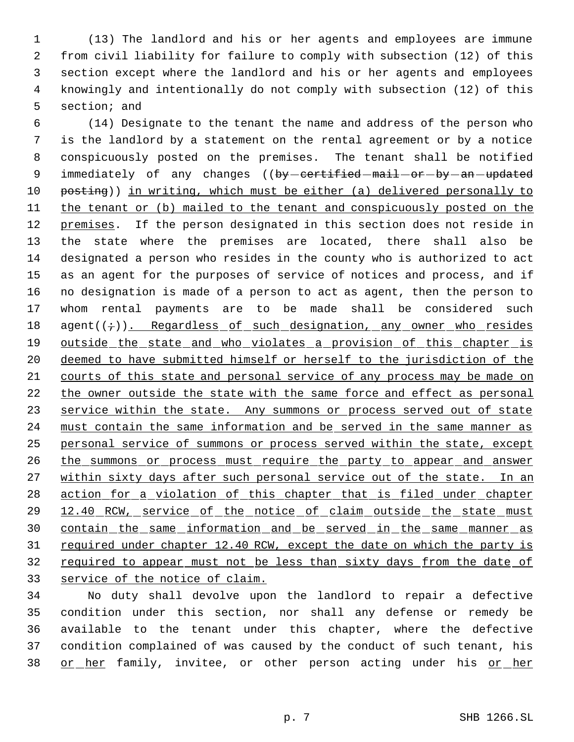(13) The landlord and his or her agents and employees are immune from civil liability for failure to comply with subsection (12) of this section except where the landlord and his or her agents and employees knowingly and intentionally do not comply with subsection (12) of this section; and

(14) Designate to the tenant the name and address of the person who is the landlord by a statement on the rental agreement or by a notice conspicuously posted on the premises. The tenant shall be notified immediately of any changes ((~~by certified mail or by an updated posting~~)) in writing, which must be either (a) delivered personally to the tenant or (b) mailed to the tenant and conspicuously posted on the premises. If the person designated in this section does not reside in the state where the premises are located, there shall also be designated a person who resides in the county who is authorized to act as an agent for the purposes of service of notices and process, and if no designation is made of a person to act as agent, then the person to whom rental payments are to be made shall be considered such agent((~~;~~)). Regardless of such designation, any owner who resides outside the state and who violates a provision of this chapter is deemed to have submitted himself or herself to the jurisdiction of the courts of this state and personal service of any process may be made on the owner outside the state with the same force and effect as personal service within the state. Any summons or process served out of state must contain the same information and be served in the same manner as personal service of summons or process served within the state, except the summons or process must require the party to appear and answer within sixty days after such personal service out of the state. In an action for a violation of this chapter that is filed under chapter 12.40 RCW, service of the notice of claim outside the state must contain the same information and be served in the same manner as required under chapter 12.40 RCW, except the date on which the party is required to appear must not be less than sixty days from the date of service of the notice of claim.

No duty shall devolve upon the landlord to repair a defective condition under this section, nor shall any defense or remedy be available to the tenant under this chapter, where the defective condition complained of was caused by the conduct of such tenant, his or her family, invitee, or other person acting under his or her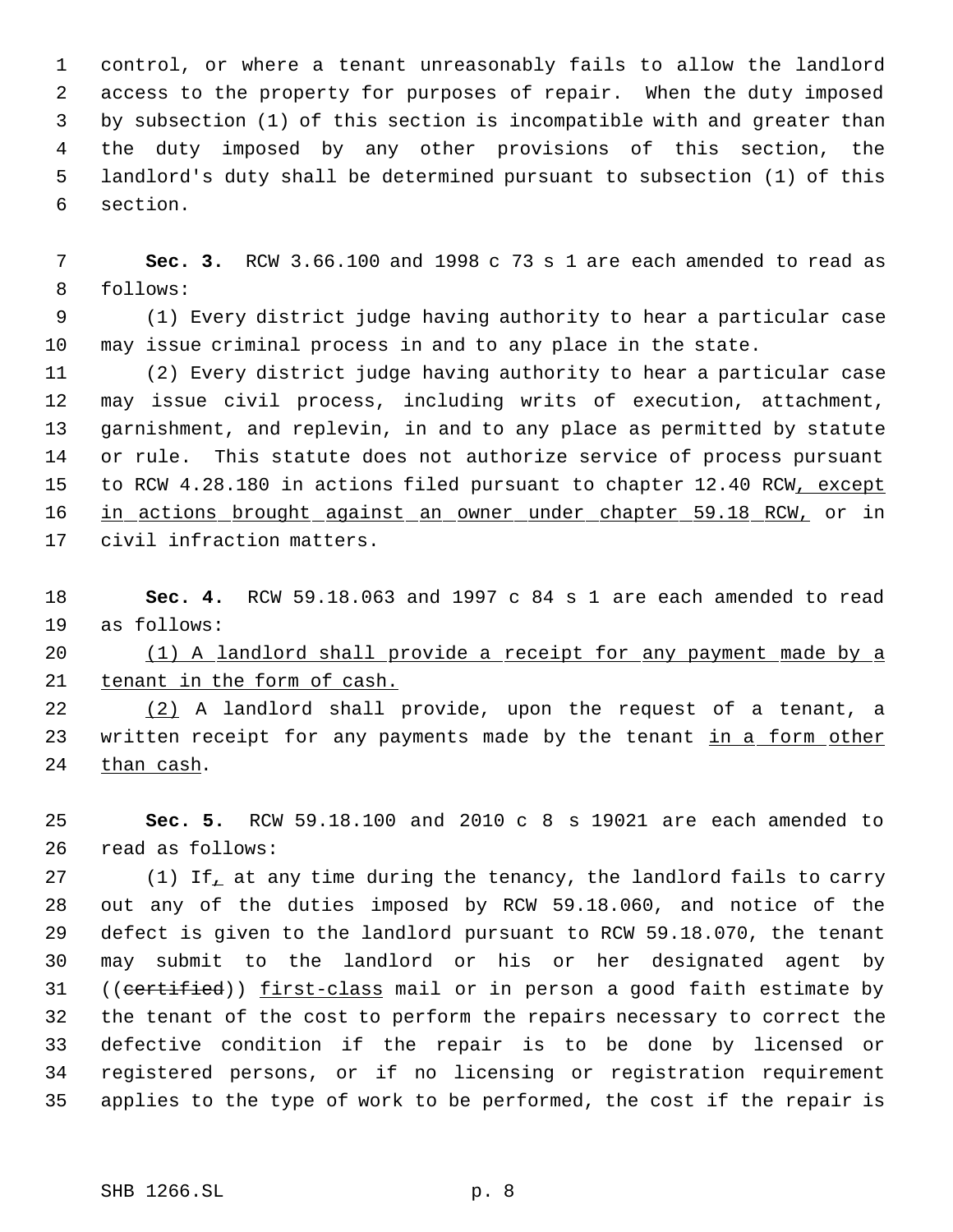control, or where a tenant unreasonably fails to allow the landlord access to the property for purposes of repair. When the duty imposed by subsection (1) of this section is incompatible with and greater than the duty imposed by any other provisions of this section, the landlord's duty shall be determined pursuant to subsection (1) of this section.

**Sec. 3.** RCW 3.66.100 and 1998 c 73 s 1 are each amended to read as follows:

(1) Every district judge having authority to hear a particular case may issue criminal process in and to any place in the state.

(2) Every district judge having authority to hear a particular case may issue civil process, including writs of execution, attachment, garnishment, and replevin, in and to any place as permitted by statute or rule. This statute does not authorize service of process pursuant to RCW 4.28.180 in actions filed pursuant to chapter 12.40 RCW, except in actions brought against an owner under chapter 59.18 RCW, or in civil infraction matters.

**Sec. 4.** RCW 59.18.063 and 1997 c 84 s 1 are each amended to read as follows:

(1) A landlord shall provide a receipt for any payment made by a tenant in the form of cash.

(2) A landlord shall provide, upon the request of a tenant, a written receipt for any payments made by the tenant in a form other than cash.

**Sec. 5.** RCW 59.18.100 and 2010 c 8 s 19021 are each amended to read as follows:

(1) If, at any time during the tenancy, the landlord fails to carry out any of the duties imposed by RCW 59.18.060, and notice of the defect is given to the landlord pursuant to RCW 59.18.070, the tenant may submit to the landlord or his or her designated agent by ((~~certified~~)) first-class mail or in person a good faith estimate by the tenant of the cost to perform the repairs necessary to correct the defective condition if the repair is to be done by licensed or registered persons, or if no licensing or registration requirement applies to the type of work to be performed, the cost if the repair is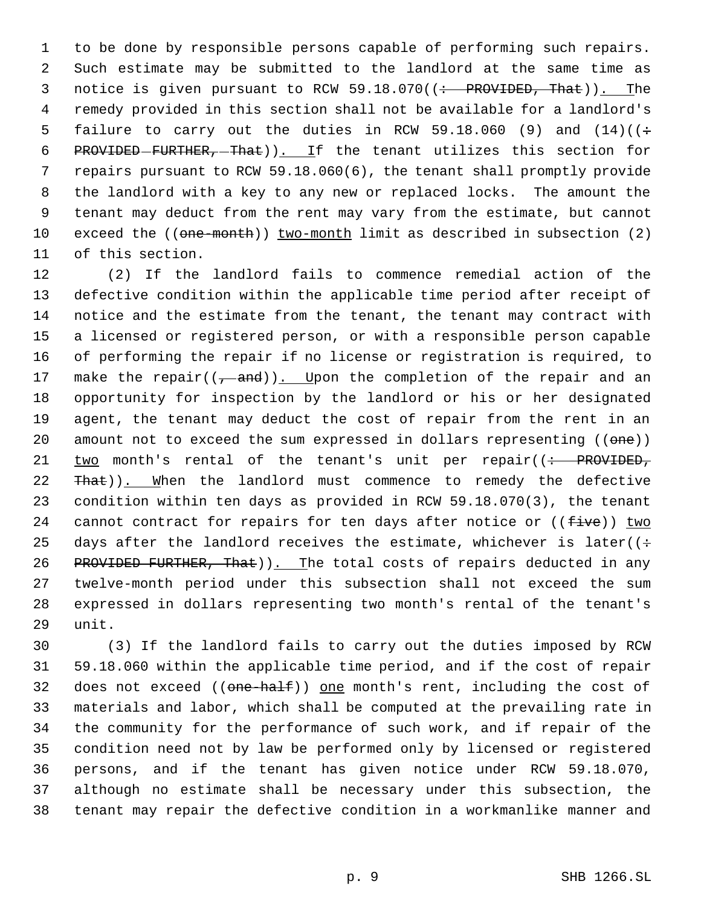to be done by responsible persons capable of performing such repairs. Such estimate may be submitted to the landlord at the same time as notice is given pursuant to RCW 59.18.070((~~: PROVIDED, That~~)). The remedy provided in this section shall not be available for a landlord's failure to carry out the duties in RCW 59.18.060 (9) and (14)((~~: PROVIDED FURTHER, That~~)). If the tenant utilizes this section for repairs pursuant to RCW 59.18.060(6), the tenant shall promptly provide the landlord with a key to any new or replaced locks. The amount the tenant may deduct from the rent may vary from the estimate, but cannot exceed the ((~~one-month~~)) two-month limit as described in subsection (2) of this section.

(2) If the landlord fails to commence remedial action of the defective condition within the applicable time period after receipt of notice and the estimate from the tenant, the tenant may contract with a licensed or registered person, or with a responsible person capable of performing the repair if no license or registration is required, to make the repair((~~, and~~)). Upon the completion of the repair and an opportunity for inspection by the landlord or his or her designated agent, the tenant may deduct the cost of repair from the rent in an amount not to exceed the sum expressed in dollars representing ((~~one~~)) two month's rental of the tenant's unit per repair((~~: PROVIDED, That~~)). When the landlord must commence to remedy the defective condition within ten days as provided in RCW 59.18.070(3), the tenant cannot contract for repairs for ten days after notice or ((~~five~~)) two days after the landlord receives the estimate, whichever is later((~~: PROVIDED FURTHER, That~~)). The total costs of repairs deducted in any twelve-month period under this subsection shall not exceed the sum expressed in dollars representing two month's rental of the tenant's unit.

(3) If the landlord fails to carry out the duties imposed by RCW 59.18.060 within the applicable time period, and if the cost of repair does not exceed ((~~one-half~~)) one month's rent, including the cost of materials and labor, which shall be computed at the prevailing rate in the community for the performance of such work, and if repair of the condition need not by law be performed only by licensed or registered persons, and if the tenant has given notice under RCW 59.18.070, although no estimate shall be necessary under this subsection, the tenant may repair the defective condition in a workmanlike manner and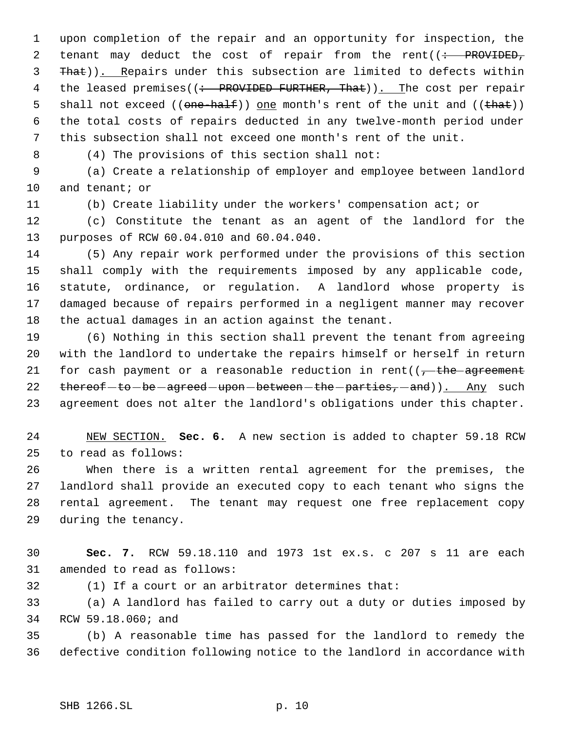upon completion of the repair and an opportunity for inspection, the tenant may deduct the cost of repair from the rent((~~: PROVIDED, That~~)). Repairs under this subsection are limited to defects within the leased premises((~~: PROVIDED FURTHER, That~~)). The cost per repair shall not exceed ((~~one-half~~)) one month's rent of the unit and ((~~that~~)) the total costs of repairs deducted in any twelve-month period under this subsection shall not exceed one month's rent of the unit.

(4) The provisions of this section shall not:

(a) Create a relationship of employer and employee between landlord and tenant; or

(b) Create liability under the workers' compensation act; or

(c) Constitute the tenant as an agent of the landlord for the purposes of RCW 60.04.010 and 60.04.040.

(5) Any repair work performed under the provisions of this section shall comply with the requirements imposed by any applicable code, statute, ordinance, or regulation. A landlord whose property is damaged because of repairs performed in a negligent manner may recover the actual damages in an action against the tenant.

(6) Nothing in this section shall prevent the tenant from agreeing with the landlord to undertake the repairs himself or herself in return for cash payment or a reasonable reduction in rent((~~, the agreement thereof to be agreed upon between the parties, and~~)). Any such agreement does not alter the landlord's obligations under this chapter.

NEW SECTION. **Sec. 6.** A new section is added to chapter 59.18 RCW to read as follows:

When there is a written rental agreement for the premises, the landlord shall provide an executed copy to each tenant who signs the rental agreement. The tenant may request one free replacement copy during the tenancy.

**Sec. 7.** RCW 59.18.110 and 1973 1st ex.s. c 207 s 11 are each amended to read as follows:

(1) If a court or an arbitrator determines that:

(a) A landlord has failed to carry out a duty or duties imposed by RCW 59.18.060; and

(b) A reasonable time has passed for the landlord to remedy the defective condition following notice to the landlord in accordance with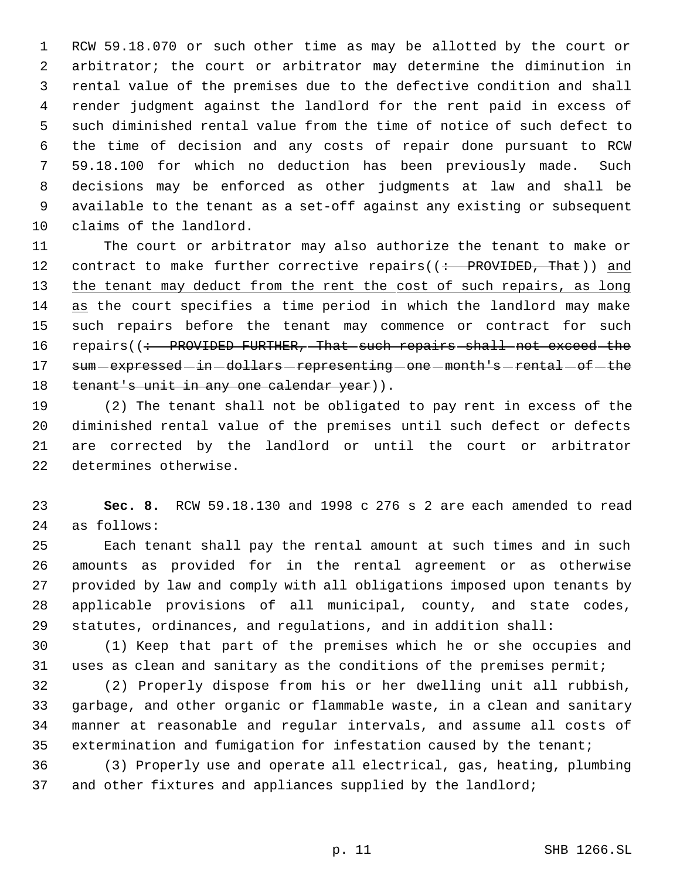RCW 59.18.070 or such other time as may be allotted by the court or arbitrator; the court or arbitrator may determine the diminution in rental value of the premises due to the defective condition and shall render judgment against the landlord for the rent paid in excess of such diminished rental value from the time of notice of such defect to the time of decision and any costs of repair done pursuant to RCW 59.18.100 for which no deduction has been previously made. Such decisions may be enforced as other judgments at law and shall be available to the tenant as a set-off against any existing or subsequent claims of the landlord.

The court or arbitrator may also authorize the tenant to make or contract to make further corrective repairs((~~: PROVIDED, That~~)) and the tenant may deduct from the rent the cost of such repairs, as long as the court specifies a time period in which the landlord may make such repairs before the tenant may commence or contract for such repairs((~~: PROVIDED FURTHER, That such repairs shall not exceed the sum expressed in dollars representing one month's rental of the tenant's unit in any one calendar year~~)).

(2) The tenant shall not be obligated to pay rent in excess of the diminished rental value of the premises until such defect or defects are corrected by the landlord or until the court or arbitrator determines otherwise.

**Sec. 8.** RCW 59.18.130 and 1998 c 276 s 2 are each amended to read as follows:

Each tenant shall pay the rental amount at such times and in such amounts as provided for in the rental agreement or as otherwise provided by law and comply with all obligations imposed upon tenants by applicable provisions of all municipal, county, and state codes, statutes, ordinances, and regulations, and in addition shall:

(1) Keep that part of the premises which he or she occupies and uses as clean and sanitary as the conditions of the premises permit;

(2) Properly dispose from his or her dwelling unit all rubbish, garbage, and other organic or flammable waste, in a clean and sanitary manner at reasonable and regular intervals, and assume all costs of extermination and fumigation for infestation caused by the tenant;

(3) Properly use and operate all electrical, gas, heating, plumbing and other fixtures and appliances supplied by the landlord;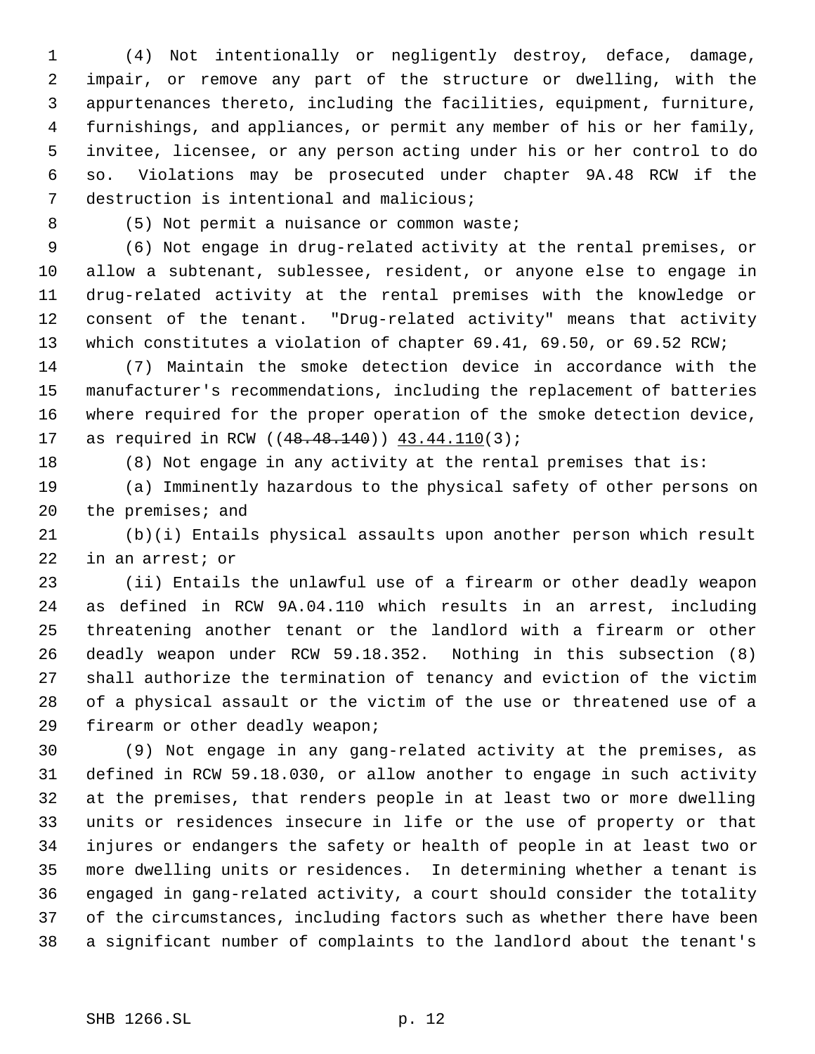(4) Not intentionally or negligently destroy, deface, damage, impair, or remove any part of the structure or dwelling, with the appurtenances thereto, including the facilities, equipment, furniture, furnishings, and appliances, or permit any member of his or her family, invitee, licensee, or any person acting under his or her control to do so. Violations may be prosecuted under chapter 9A.48 RCW if the destruction is intentional and malicious;

(5) Not permit a nuisance or common waste;

(6) Not engage in drug-related activity at the rental premises, or allow a subtenant, sublessee, resident, or anyone else to engage in drug-related activity at the rental premises with the knowledge or consent of the tenant. "Drug-related activity" means that activity which constitutes a violation of chapter 69.41, 69.50, or 69.52 RCW;

(7) Maintain the smoke detection device in accordance with the manufacturer's recommendations, including the replacement of batteries where required for the proper operation of the smoke detection device, as required in RCW ((~~48.48.140~~)) <u>43.44.110</u>(3);

(8) Not engage in any activity at the rental premises that is:

(a) Imminently hazardous to the physical safety of other persons on the premises; and

(b)(i) Entails physical assaults upon another person which result in an arrest; or

(ii) Entails the unlawful use of a firearm or other deadly weapon as defined in RCW 9A.04.110 which results in an arrest, including threatening another tenant or the landlord with a firearm or other deadly weapon under RCW 59.18.352. Nothing in this subsection (8) shall authorize the termination of tenancy and eviction of the victim of a physical assault or the victim of the use or threatened use of a firearm or other deadly weapon;

(9) Not engage in any gang-related activity at the premises, as defined in RCW 59.18.030, or allow another to engage in such activity at the premises, that renders people in at least two or more dwelling units or residences insecure in life or the use of property or that injures or endangers the safety or health of people in at least two or more dwelling units or residences. In determining whether a tenant is engaged in gang-related activity, a court should consider the totality of the circumstances, including factors such as whether there have been a significant number of complaints to the landlord about the tenant's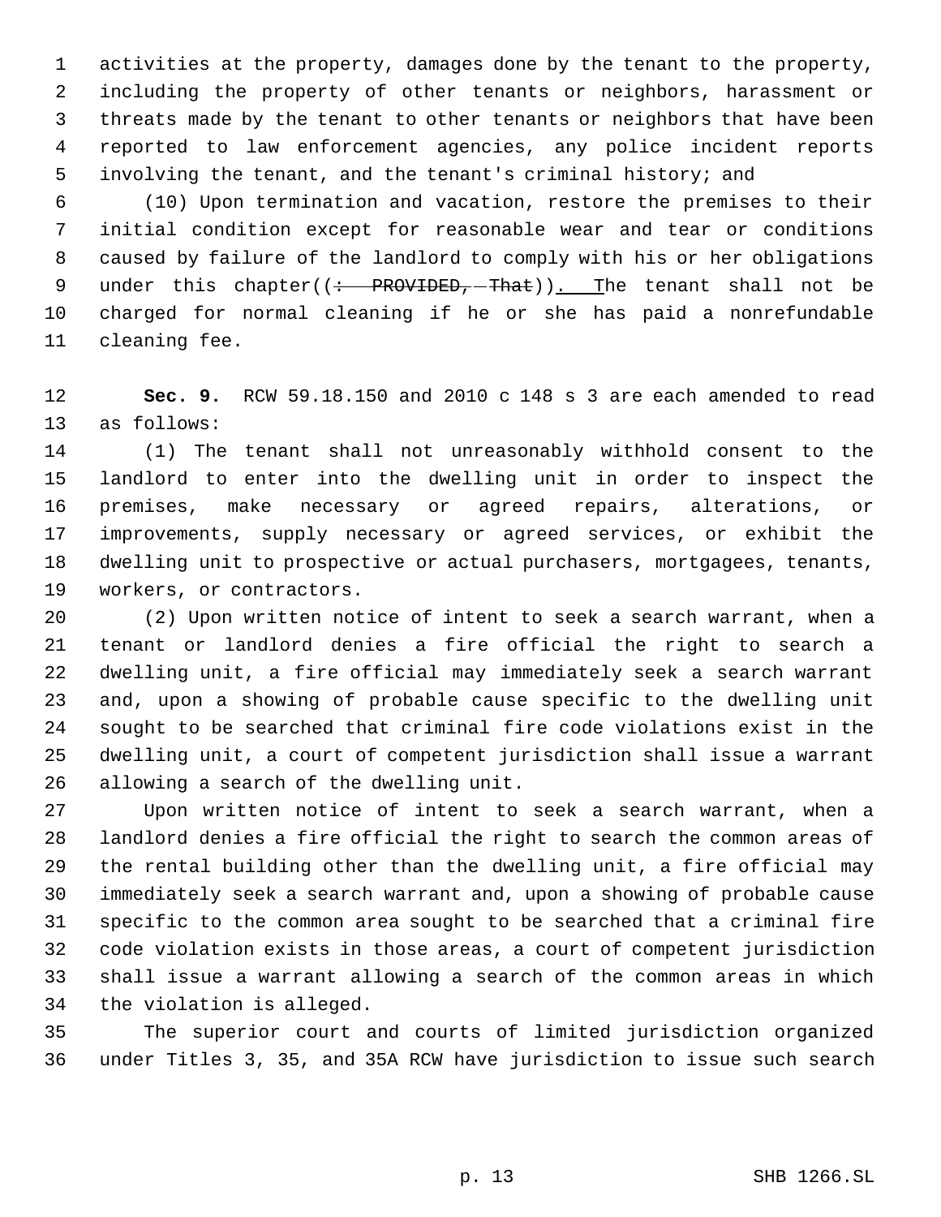activities at the property, damages done by the tenant to the property, including the property of other tenants or neighbors, harassment or threats made by the tenant to other tenants or neighbors that have been reported to law enforcement agencies, any police incident reports involving the tenant, and the tenant's criminal history; and

(10) Upon termination and vacation, restore the premises to their initial condition except for reasonable wear and tear or conditions caused by failure of the landlord to comply with his or her obligations under this chapter((~~: PROVIDED, That~~)). The tenant shall not be charged for normal cleaning if he or she has paid a nonrefundable cleaning fee.

**Sec. 9.** RCW 59.18.150 and 2010 c 148 s 3 are each amended to read as follows:

(1) The tenant shall not unreasonably withhold consent to the landlord to enter into the dwelling unit in order to inspect the premises, make necessary or agreed repairs, alterations, or improvements, supply necessary or agreed services, or exhibit the dwelling unit to prospective or actual purchasers, mortgagees, tenants, workers, or contractors.

(2) Upon written notice of intent to seek a search warrant, when a tenant or landlord denies a fire official the right to search a dwelling unit, a fire official may immediately seek a search warrant and, upon a showing of probable cause specific to the dwelling unit sought to be searched that criminal fire code violations exist in the dwelling unit, a court of competent jurisdiction shall issue a warrant allowing a search of the dwelling unit.

Upon written notice of intent to seek a search warrant, when a landlord denies a fire official the right to search the common areas of the rental building other than the dwelling unit, a fire official may immediately seek a search warrant and, upon a showing of probable cause specific to the common area sought to be searched that a criminal fire code violation exists in those areas, a court of competent jurisdiction shall issue a warrant allowing a search of the common areas in which the violation is alleged.

The superior court and courts of limited jurisdiction organized under Titles 3, 35, and 35A RCW have jurisdiction to issue such search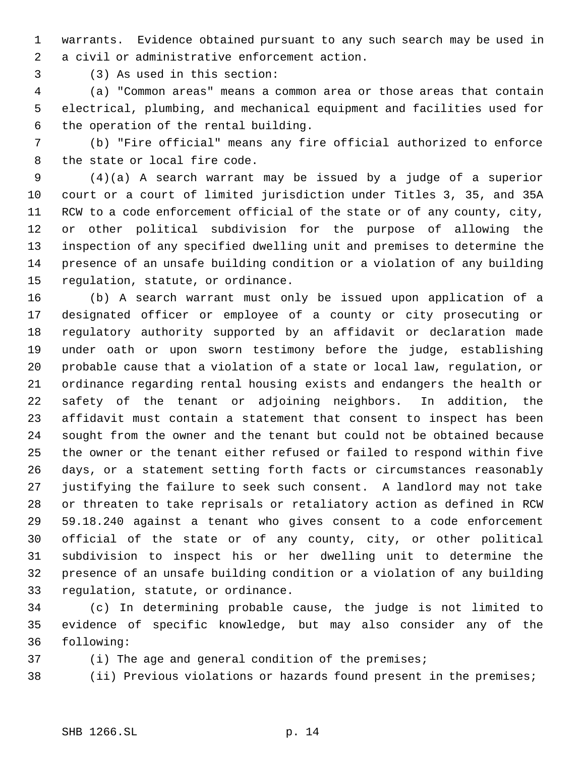warrants. Evidence obtained pursuant to any such search may be used in a civil or administrative enforcement action.

(3) As used in this section:

(a) "Common areas" means a common area or those areas that contain electrical, plumbing, and mechanical equipment and facilities used for the operation of the rental building.

(b) "Fire official" means any fire official authorized to enforce the state or local fire code.

(4)(a) A search warrant may be issued by a judge of a superior court or a court of limited jurisdiction under Titles 3, 35, and 35A RCW to a code enforcement official of the state or of any county, city, or other political subdivision for the purpose of allowing the inspection of any specified dwelling unit and premises to determine the presence of an unsafe building condition or a violation of any building regulation, statute, or ordinance.

(b) A search warrant must only be issued upon application of a designated officer or employee of a county or city prosecuting or regulatory authority supported by an affidavit or declaration made under oath or upon sworn testimony before the judge, establishing probable cause that a violation of a state or local law, regulation, or ordinance regarding rental housing exists and endangers the health or safety of the tenant or adjoining neighbors. In addition, the affidavit must contain a statement that consent to inspect has been sought from the owner and the tenant but could not be obtained because the owner or the tenant either refused or failed to respond within five days, or a statement setting forth facts or circumstances reasonably justifying the failure to seek such consent. A landlord may not take or threaten to take reprisals or retaliatory action as defined in RCW 59.18.240 against a tenant who gives consent to a code enforcement official of the state or of any county, city, or other political subdivision to inspect his or her dwelling unit to determine the presence of an unsafe building condition or a violation of any building regulation, statute, or ordinance.

(c) In determining probable cause, the judge is not limited to evidence of specific knowledge, but may also consider any of the following:

(i) The age and general condition of the premises;

(ii) Previous violations or hazards found present in the premises;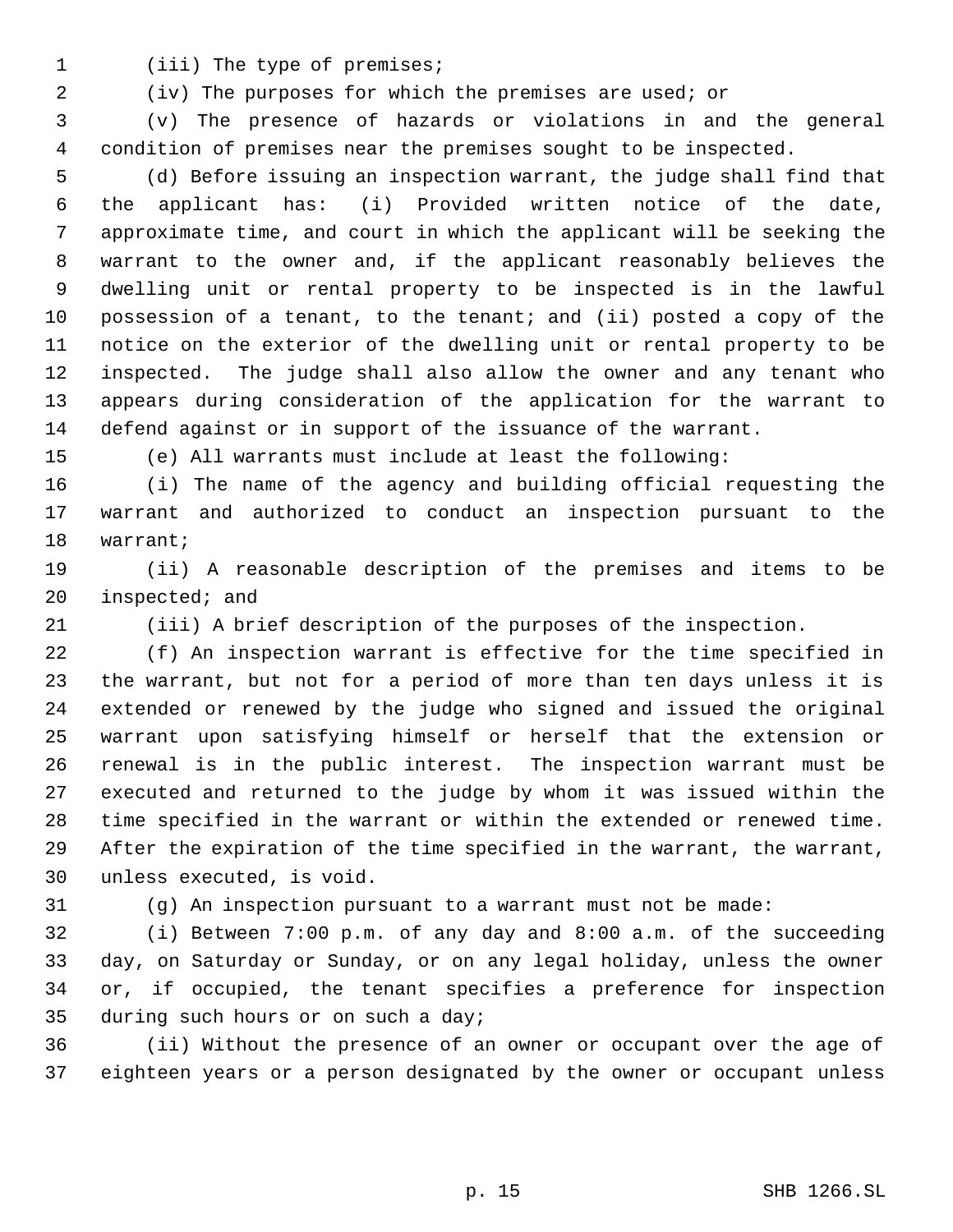(iii) The type of premises;

(iv) The purposes for which the premises are used; or

(v) The presence of hazards or violations in and the general condition of premises near the premises sought to be inspected.

(d) Before issuing an inspection warrant, the judge shall find that the applicant has: (i) Provided written notice of the date, approximate time, and court in which the applicant will be seeking the warrant to the owner and, if the applicant reasonably believes the dwelling unit or rental property to be inspected is in the lawful possession of a tenant, to the tenant; and (ii) posted a copy of the notice on the exterior of the dwelling unit or rental property to be inspected. The judge shall also allow the owner and any tenant who appears during consideration of the application for the warrant to defend against or in support of the issuance of the warrant.

(e) All warrants must include at least the following:

(i) The name of the agency and building official requesting the warrant and authorized to conduct an inspection pursuant to the warrant;

(ii) A reasonable description of the premises and items to be inspected; and

(iii) A brief description of the purposes of the inspection.

(f) An inspection warrant is effective for the time specified in the warrant, but not for a period of more than ten days unless it is extended or renewed by the judge who signed and issued the original warrant upon satisfying himself or herself that the extension or renewal is in the public interest. The inspection warrant must be executed and returned to the judge by whom it was issued within the time specified in the warrant or within the extended or renewed time. After the expiration of the time specified in the warrant, the warrant, unless executed, is void.

(g) An inspection pursuant to a warrant must not be made:

(i) Between 7:00 p.m. of any day and 8:00 a.m. of the succeeding day, on Saturday or Sunday, or on any legal holiday, unless the owner or, if occupied, the tenant specifies a preference for inspection during such hours or on such a day;

(ii) Without the presence of an owner or occupant over the age of eighteen years or a person designated by the owner or occupant unless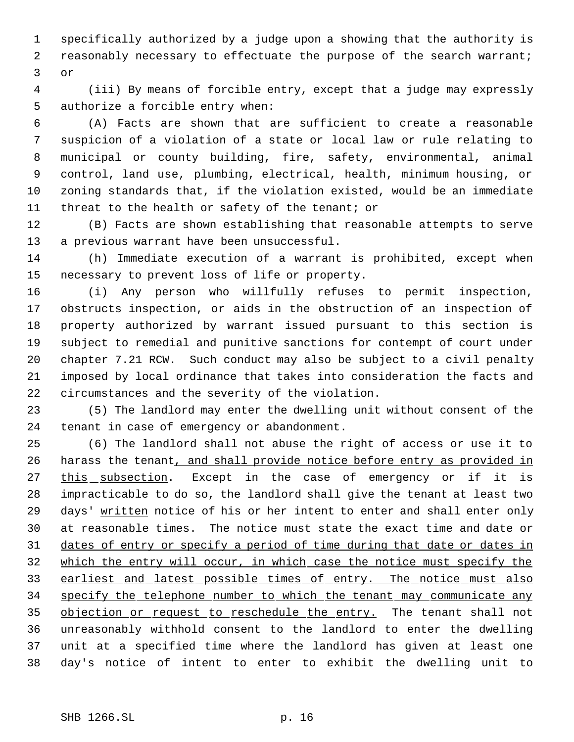specifically authorized by a judge upon a showing that the authority is reasonably necessary to effectuate the purpose of the search warrant; or

(iii) By means of forcible entry, except that a judge may expressly authorize a forcible entry when:

(A) Facts are shown that are sufficient to create a reasonable suspicion of a violation of a state or local law or rule relating to municipal or county building, fire, safety, environmental, animal control, land use, plumbing, electrical, health, minimum housing, or zoning standards that, if the violation existed, would be an immediate threat to the health or safety of the tenant; or

(B) Facts are shown establishing that reasonable attempts to serve a previous warrant have been unsuccessful.

(h) Immediate execution of a warrant is prohibited, except when necessary to prevent loss of life or property.

(i) Any person who willfully refuses to permit inspection, obstructs inspection, or aids in the obstruction of an inspection of property authorized by warrant issued pursuant to this section is subject to remedial and punitive sanctions for contempt of court under chapter 7.21 RCW. Such conduct may also be subject to a civil penalty imposed by local ordinance that takes into consideration the facts and circumstances and the severity of the violation.

(5) The landlord may enter the dwelling unit without consent of the tenant in case of emergency or abandonment.

(6) The landlord shall not abuse the right of access or use it to harass the tenant, and shall provide notice before entry as provided in this subsection. Except in the case of emergency or if it is impracticable to do so, the landlord shall give the tenant at least two days' written notice of his or her intent to enter and shall enter only at reasonable times. The notice must state the exact time and date or dates of entry or specify a period of time during that date or dates in which the entry will occur, in which case the notice must specify the earliest and latest possible times of entry. The notice must also specify the telephone number to which the tenant may communicate any objection or request to reschedule the entry. The tenant shall not unreasonably withhold consent to the landlord to enter the dwelling unit at a specified time where the landlord has given at least one day's notice of intent to enter to exhibit the dwelling unit to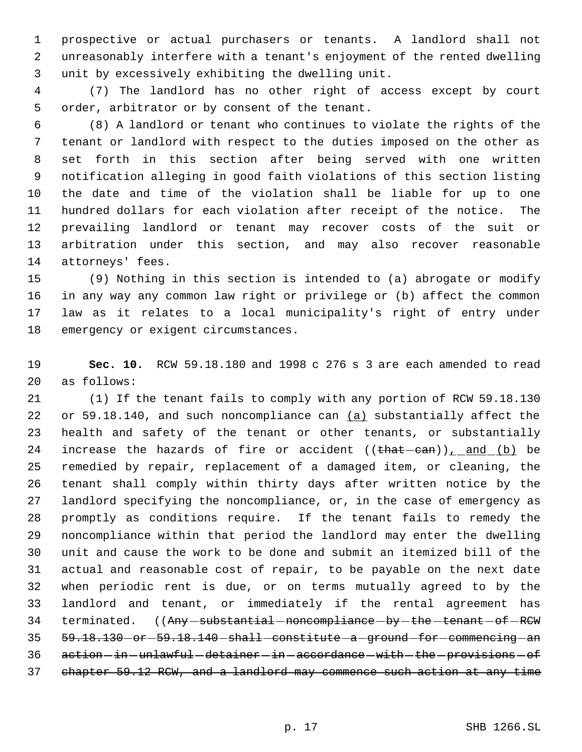prospective or actual purchasers or tenants. A landlord shall not unreasonably interfere with a tenant's enjoyment of the rented dwelling unit by excessively exhibiting the dwelling unit.

(7) The landlord has no other right of access except by court order, arbitrator or by consent of the tenant.

(8) A landlord or tenant who continues to violate the rights of the tenant or landlord with respect to the duties imposed on the other as set forth in this section after being served with one written notification alleging in good faith violations of this section listing the date and time of the violation shall be liable for up to one hundred dollars for each violation after receipt of the notice. The prevailing landlord or tenant may recover costs of the suit or arbitration under this section, and may also recover reasonable attorneys' fees.

(9) Nothing in this section is intended to (a) abrogate or modify in any way any common law right or privilege or (b) affect the common law as it relates to a local municipality's right of entry under emergency or exigent circumstances.

**Sec. 10.** RCW 59.18.180 and 1998 c 276 s 3 are each amended to read as follows:

(1) If the tenant fails to comply with any portion of RCW 59.18.130 or 59.18.140, and such noncompliance can <u>(a)</u> substantially affect the health and safety of the tenant or other tenants, or substantially increase the hazards of fire or accident ((~~that can~~))<u>, and (b)</u> be remedied by repair, replacement of a damaged item, or cleaning, the tenant shall comply within thirty days after written notice by the landlord specifying the noncompliance, or, in the case of emergency as promptly as conditions require. If the tenant fails to remedy the noncompliance within that period the landlord may enter the dwelling unit and cause the work to be done and submit an itemized bill of the actual and reasonable cost of repair, to be payable on the next date when periodic rent is due, or on terms mutually agreed to by the landlord and tenant, or immediately if the rental agreement has terminated. ((~~Any substantial noncompliance by the tenant of RCW 59.18.130 or 59.18.140 shall constitute a ground for commencing an action in unlawful detainer in accordance with the provisions of chapter 59.12 RCW, and a landlord may commence such action at any time~~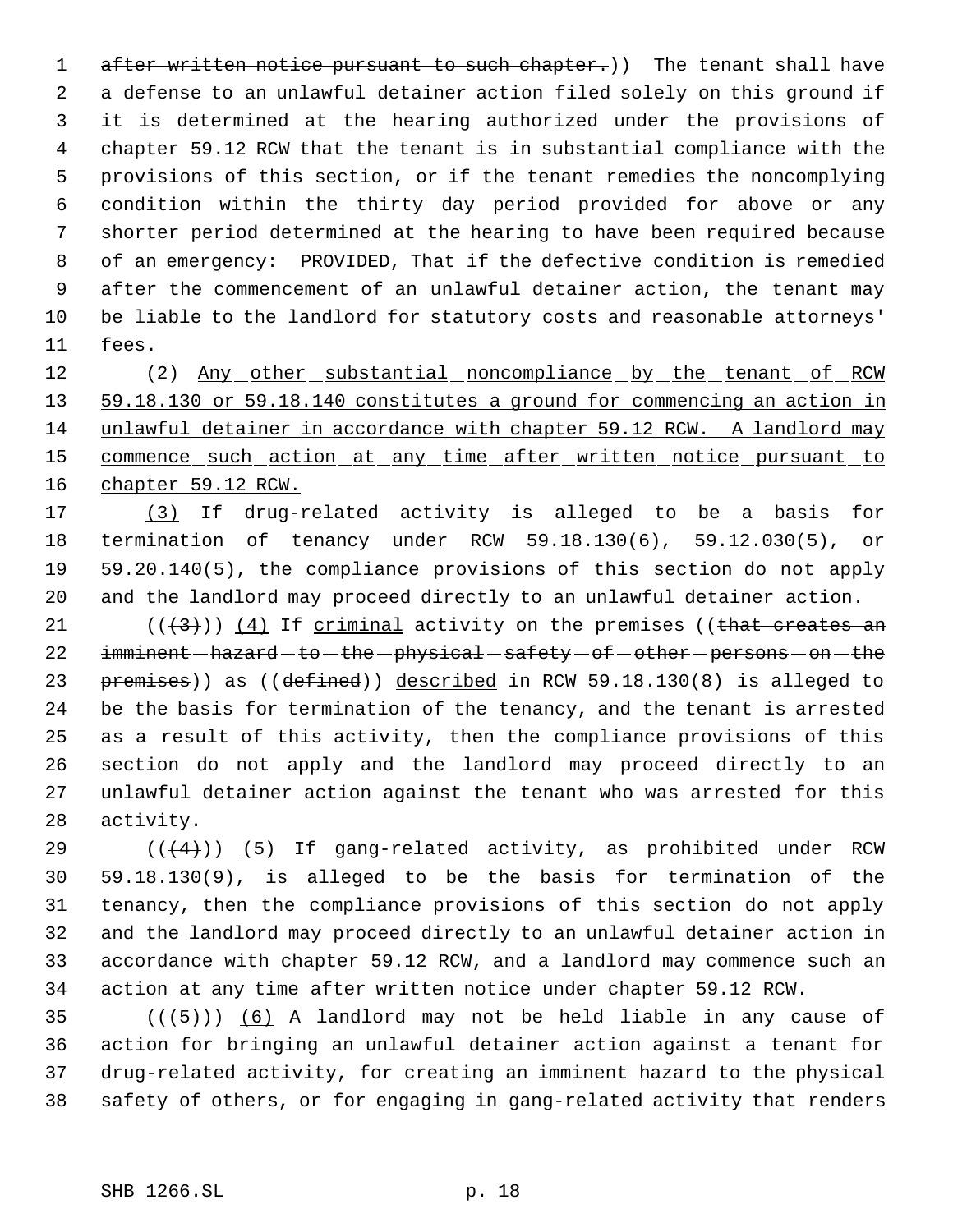after written notice pursuant to such chapter.)) The tenant shall have a defense to an unlawful detainer action filed solely on this ground if it is determined at the hearing authorized under the provisions of chapter 59.12 RCW that the tenant is in substantial compliance with the provisions of this section, or if the tenant remedies the noncomplying condition within the thirty day period provided for above or any shorter period determined at the hearing to have been required because of an emergency: PROVIDED, That if the defective condition is remedied after the commencement of an unlawful detainer action, the tenant may be liable to the landlord for statutory costs and reasonable attorneys' fees.

(2) Any other substantial noncompliance by the tenant of RCW 59.18.130 or 59.18.140 constitutes a ground for commencing an action in unlawful detainer in accordance with chapter 59.12 RCW. A landlord may commence such action at any time after written notice pursuant to chapter 59.12 RCW.

(3) If drug-related activity is alleged to be a basis for termination of tenancy under RCW 59.18.130(6), 59.12.030(5), or 59.20.140(5), the compliance provisions of this section do not apply and the landlord may proceed directly to an unlawful detainer action.

(((3))) (4) If criminal activity on the premises ((that creates an imminent hazard to the physical safety of other persons on the premises)) as ((defined)) described in RCW 59.18.130(8) is alleged to be the basis for termination of the tenancy, and the tenant is arrested as a result of this activity, then the compliance provisions of this section do not apply and the landlord may proceed directly to an unlawful detainer action against the tenant who was arrested for this activity.

(((4))) (5) If gang-related activity, as prohibited under RCW 59.18.130(9), is alleged to be the basis for termination of the tenancy, then the compliance provisions of this section do not apply and the landlord may proceed directly to an unlawful detainer action in accordance with chapter 59.12 RCW, and a landlord may commence such an action at any time after written notice under chapter 59.12 RCW.

(((5))) (6) A landlord may not be held liable in any cause of action for bringing an unlawful detainer action against a tenant for drug-related activity, for creating an imminent hazard to the physical safety of others, or for engaging in gang-related activity that renders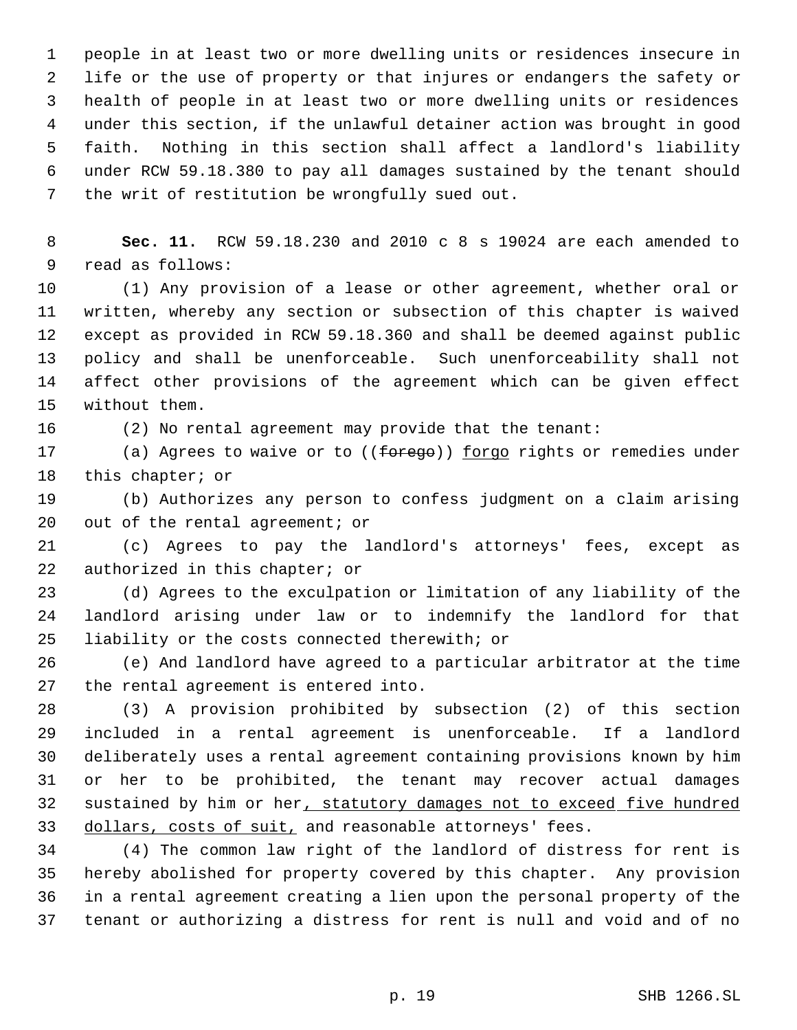people in at least two or more dwelling units or residences insecure in life or the use of property or that injures or endangers the safety or health of people in at least two or more dwelling units or residences under this section, if the unlawful detainer action was brought in good faith. Nothing in this section shall affect a landlord's liability under RCW 59.18.380 to pay all damages sustained by the tenant should the writ of restitution be wrongfully sued out.

**Sec. 11.** RCW 59.18.230 and 2010 c 8 s 19024 are each amended to read as follows:

(1) Any provision of a lease or other agreement, whether oral or written, whereby any section or subsection of this chapter is waived except as provided in RCW 59.18.360 and shall be deemed against public policy and shall be unenforceable. Such unenforceability shall not affect other provisions of the agreement which can be given effect without them.

(2) No rental agreement may provide that the tenant:

(a) Agrees to waive or to ((~~forego~~)) <u>forgo</u> rights or remedies under this chapter; or

(b) Authorizes any person to confess judgment on a claim arising out of the rental agreement; or

(c) Agrees to pay the landlord's attorneys' fees, except as authorized in this chapter; or

(d) Agrees to the exculpation or limitation of any liability of the landlord arising under law or to indemnify the landlord for that liability or the costs connected therewith; or

(e) And landlord have agreed to a particular arbitrator at the time the rental agreement is entered into.

(3) A provision prohibited by subsection (2) of this section included in a rental agreement is unenforceable. If a landlord deliberately uses a rental agreement containing provisions known by him or her to be prohibited, the tenant may recover actual damages sustained by him or her<u>, statutory damages not to exceed five hundred dollars, costs of suit,</u> and reasonable attorneys' fees.

(4) The common law right of the landlord of distress for rent is hereby abolished for property covered by this chapter. Any provision in a rental agreement creating a lien upon the personal property of the tenant or authorizing a distress for rent is null and void and of no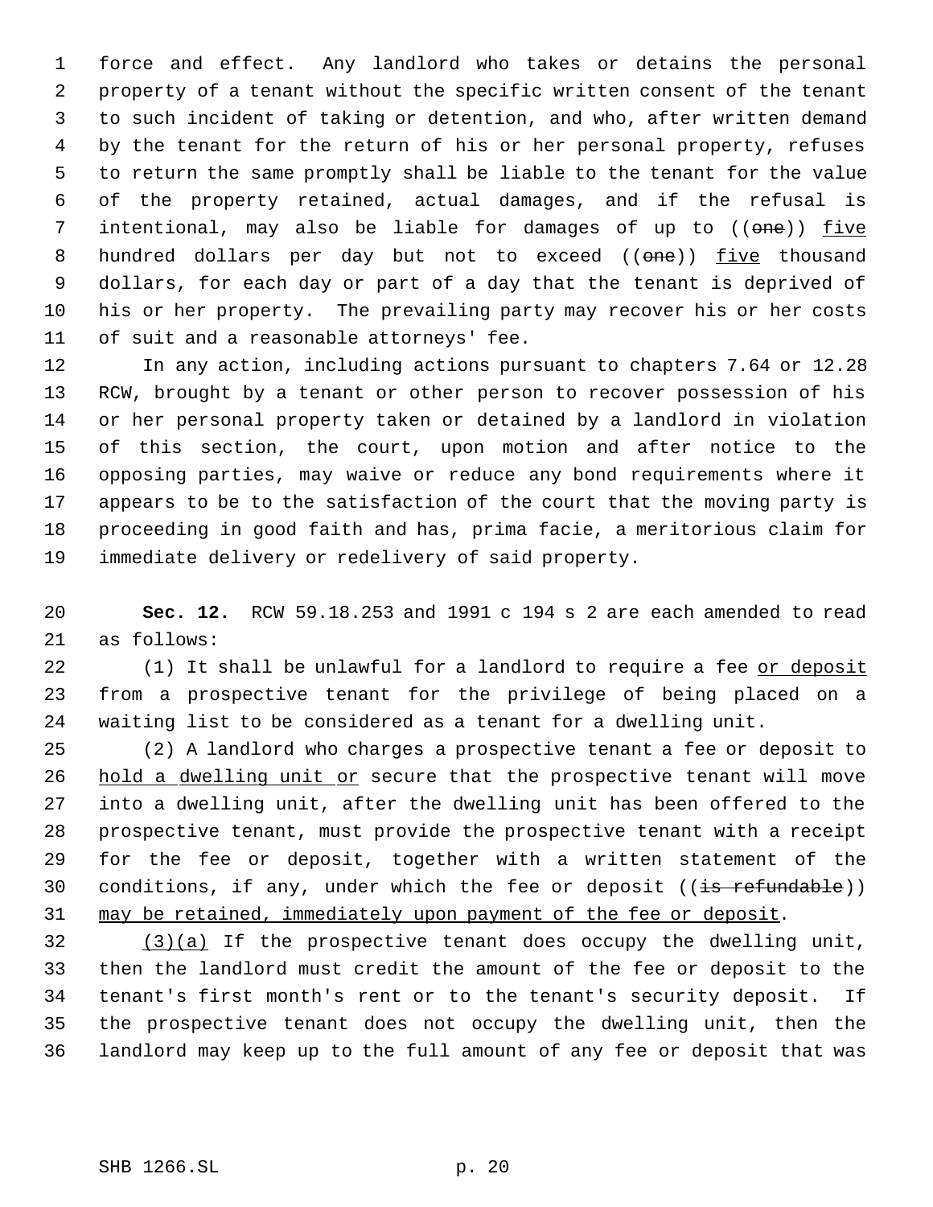force and effect. Any landlord who takes or detains the personal property of a tenant without the specific written consent of the tenant to such incident of taking or detention, and who, after written demand by the tenant for the return of his or her personal property, refuses to return the same promptly shall be liable to the tenant for the value of the property retained, actual damages, and if the refusal is intentional, may also be liable for damages of up to ((~~one~~)) five hundred dollars per day but not to exceed ((~~one~~)) five thousand dollars, for each day or part of a day that the tenant is deprived of his or her property. The prevailing party may recover his or her costs of suit and a reasonable attorneys' fee.

In any action, including actions pursuant to chapters 7.64 or 12.28 RCW, brought by a tenant or other person to recover possession of his or her personal property taken or detained by a landlord in violation of this section, the court, upon motion and after notice to the opposing parties, may waive or reduce any bond requirements where it appears to be to the satisfaction of the court that the moving party is proceeding in good faith and has, prima facie, a meritorious claim for immediate delivery or redelivery of said property.

**Sec. 12.** RCW 59.18.253 and 1991 c 194 s 2 are each amended to read as follows:

(1) It shall be unlawful for a landlord to require a fee or deposit from a prospective tenant for the privilege of being placed on a waiting list to be considered as a tenant for a dwelling unit.

(2) A landlord who charges a prospective tenant a fee or deposit to hold a dwelling unit or secure that the prospective tenant will move into a dwelling unit, after the dwelling unit has been offered to the prospective tenant, must provide the prospective tenant with a receipt for the fee or deposit, together with a written statement of the conditions, if any, under which the fee or deposit ((~~is refundable~~)) may be retained, immediately upon payment of the fee or deposit.

(3)(a) If the prospective tenant does occupy the dwelling unit, then the landlord must credit the amount of the fee or deposit to the tenant's first month's rent or to the tenant's security deposit. If the prospective tenant does not occupy the dwelling unit, then the landlord may keep up to the full amount of any fee or deposit that was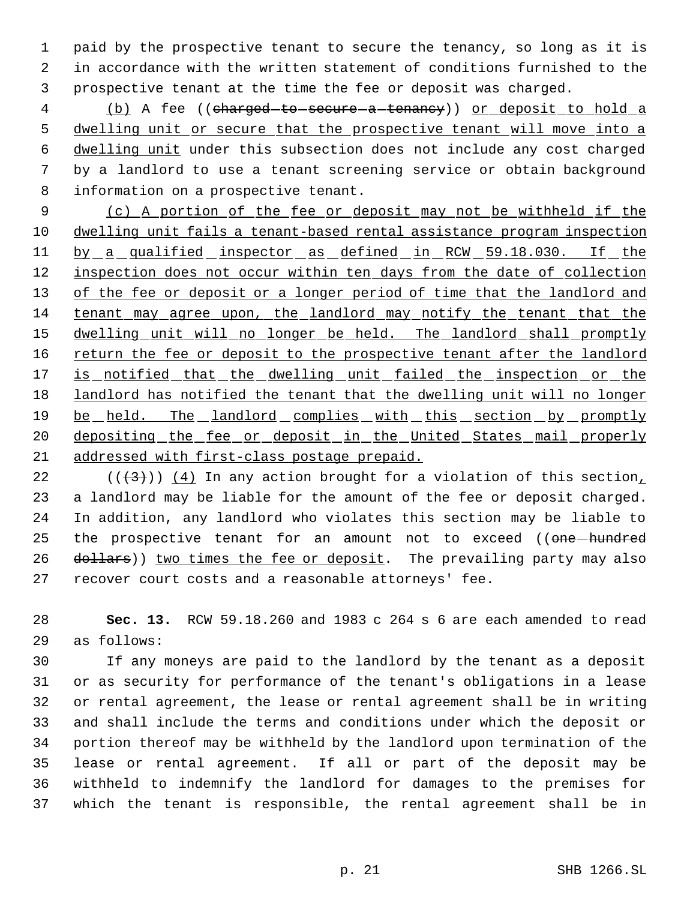paid by the prospective tenant to secure the tenancy, so long as it is in accordance with the written statement of conditions furnished to the prospective tenant at the time the fee or deposit was charged.

(b) A fee ((~~charged to secure a tenancy~~)) or deposit to hold a dwelling unit or secure that the prospective tenant will move into a dwelling unit under this subsection does not include any cost charged by a landlord to use a tenant screening service or obtain background information on a prospective tenant.

(c) A portion of the fee or deposit may not be withheld if the dwelling unit fails a tenant-based rental assistance program inspection by a qualified inspector as defined in RCW 59.18.030. If the inspection does not occur within ten days from the date of collection of the fee or deposit or a longer period of time that the landlord and tenant may agree upon, the landlord may notify the tenant that the dwelling unit will no longer be held. The landlord shall promptly return the fee or deposit to the prospective tenant after the landlord is notified that the dwelling unit failed the inspection or the landlord has notified the tenant that the dwelling unit will no longer be held. The landlord complies with this section by promptly depositing the fee or deposit in the United States mail properly addressed with first-class postage prepaid.

((~~(3)~~)) (4) In any action brought for a violation of this section, a landlord may be liable for the amount of the fee or deposit charged. In addition, any landlord who violates this section may be liable to the prospective tenant for an amount not to exceed ((~~one hundred dollars~~)) two times the fee or deposit. The prevailing party may also recover court costs and a reasonable attorneys' fee.

**Sec. 13.** RCW 59.18.260 and 1983 c 264 s 6 are each amended to read as follows:

If any moneys are paid to the landlord by the tenant as a deposit or as security for performance of the tenant's obligations in a lease or rental agreement, the lease or rental agreement shall be in writing and shall include the terms and conditions under which the deposit or portion thereof may be withheld by the landlord upon termination of the lease or rental agreement. If all or part of the deposit may be withheld to indemnify the landlord for damages to the premises for which the tenant is responsible, the rental agreement shall be in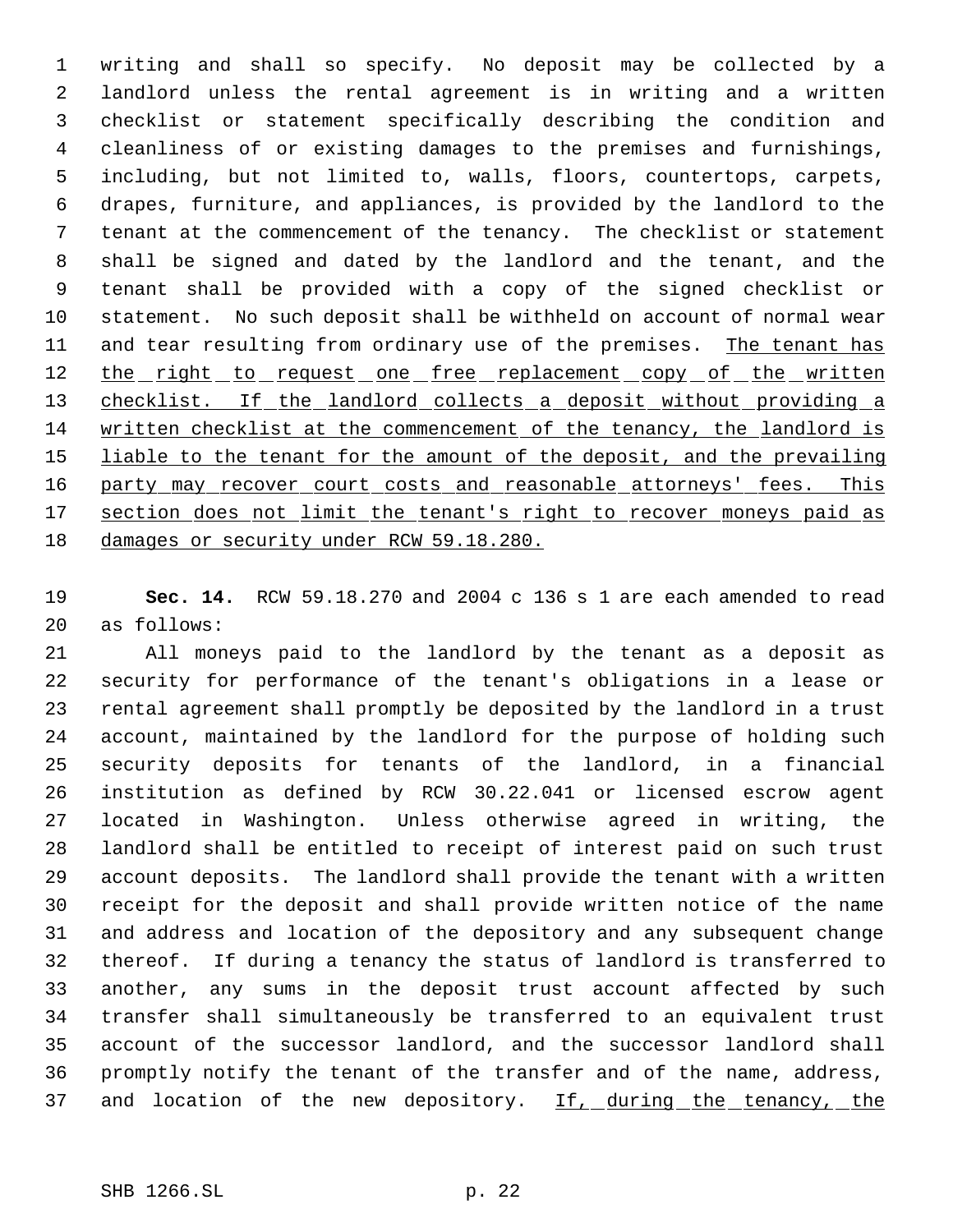writing and shall so specify. No deposit may be collected by a landlord unless the rental agreement is in writing and a written checklist or statement specifically describing the condition and cleanliness of or existing damages to the premises and furnishings, including, but not limited to, walls, floors, countertops, carpets, drapes, furniture, and appliances, is provided by the landlord to the tenant at the commencement of the tenancy. The checklist or statement shall be signed and dated by the landlord and the tenant, and the tenant shall be provided with a copy of the signed checklist or statement. No such deposit shall be withheld on account of normal wear and tear resulting from ordinary use of the premises. <u>The tenant has the right to request one free replacement copy of the written checklist. If the landlord collects a deposit without providing a written checklist at the commencement of the tenancy, the landlord is liable to the tenant for the amount of the deposit, and the prevailing party may recover court costs and reasonable attorneys' fees. This section does not limit the tenant's right to recover moneys paid as damages or security under RCW 59.18.280.</u>

**Sec. 14.** RCW 59.18.270 and 2004 c 136 s 1 are each amended to read as follows:

All moneys paid to the landlord by the tenant as a deposit as security for performance of the tenant's obligations in a lease or rental agreement shall promptly be deposited by the landlord in a trust account, maintained by the landlord for the purpose of holding such security deposits for tenants of the landlord, in a financial institution as defined by RCW 30.22.041 or licensed escrow agent located in Washington. Unless otherwise agreed in writing, the landlord shall be entitled to receipt of interest paid on such trust account deposits. The landlord shall provide the tenant with a written receipt for the deposit and shall provide written notice of the name and address and location of the depository and any subsequent change thereof. If during a tenancy the status of landlord is transferred to another, any sums in the deposit trust account affected by such transfer shall simultaneously be transferred to an equivalent trust account of the successor landlord, and the successor landlord shall promptly notify the tenant of the transfer and of the name, address, and location of the new depository. <u>If, during the tenancy, the</u>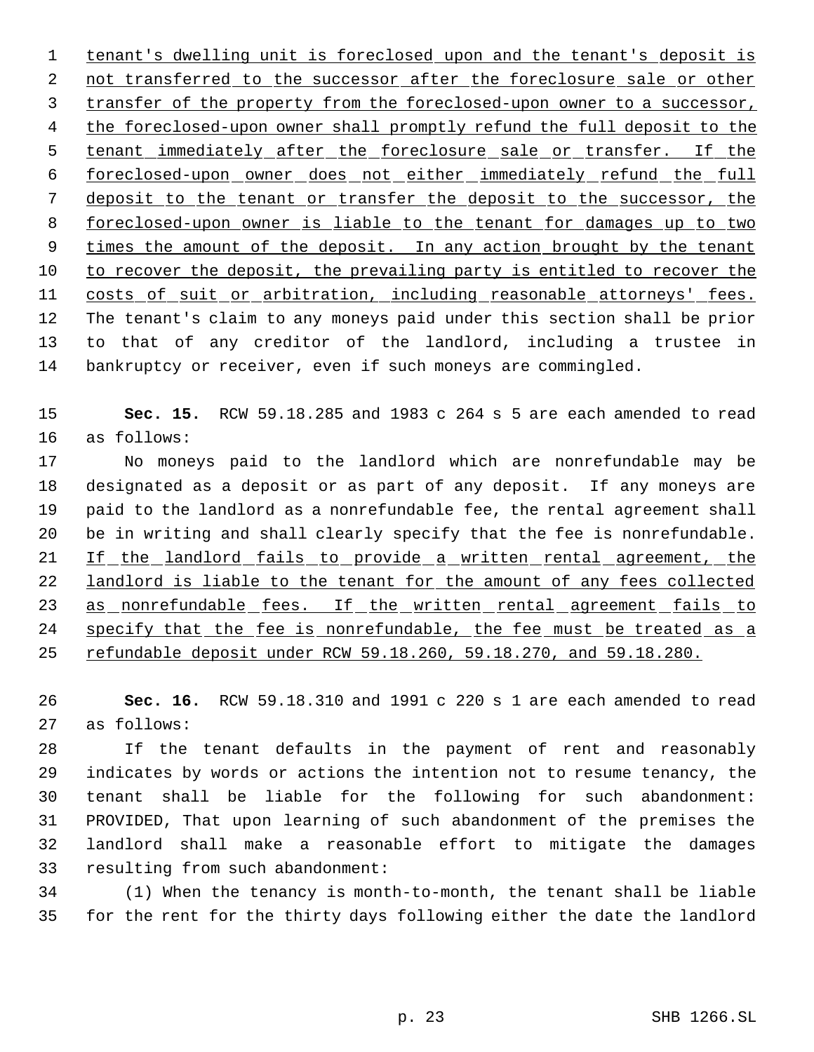tenant's dwelling unit is foreclosed upon and the tenant's deposit is not transferred to the successor after the foreclosure sale or other transfer of the property from the foreclosed-upon owner to a successor, the foreclosed-upon owner shall promptly refund the full deposit to the tenant immediately after the foreclosure sale or transfer. If the foreclosed-upon owner does not either immediately refund the full deposit to the tenant or transfer the deposit to the successor, the foreclosed-upon owner is liable to the tenant for damages up to two times the amount of the deposit. In any action brought by the tenant to recover the deposit, the prevailing party is entitled to recover the costs of suit or arbitration, including reasonable attorneys' fees. The tenant's claim to any moneys paid under this section shall be prior to that of any creditor of the landlord, including a trustee in bankruptcy or receiver, even if such moneys are commingled.

**Sec. 15.** RCW 59.18.285 and 1983 c 264 s 5 are each amended to read as follows:

No moneys paid to the landlord which are nonrefundable may be designated as a deposit or as part of any deposit. If any moneys are paid to the landlord as a nonrefundable fee, the rental agreement shall be in writing and shall clearly specify that the fee is nonrefundable. If the landlord fails to provide a written rental agreement, the landlord is liable to the tenant for the amount of any fees collected as nonrefundable fees. If the written rental agreement fails to specify that the fee is nonrefundable, the fee must be treated as a refundable deposit under RCW 59.18.260, 59.18.270, and 59.18.280.

**Sec. 16.** RCW 59.18.310 and 1991 c 220 s 1 are each amended to read as follows:

If the tenant defaults in the payment of rent and reasonably indicates by words or actions the intention not to resume tenancy, the tenant shall be liable for the following for such abandonment: PROVIDED, That upon learning of such abandonment of the premises the landlord shall make a reasonable effort to mitigate the damages resulting from such abandonment:

(1) When the tenancy is month-to-month, the tenant shall be liable for the rent for the thirty days following either the date the landlord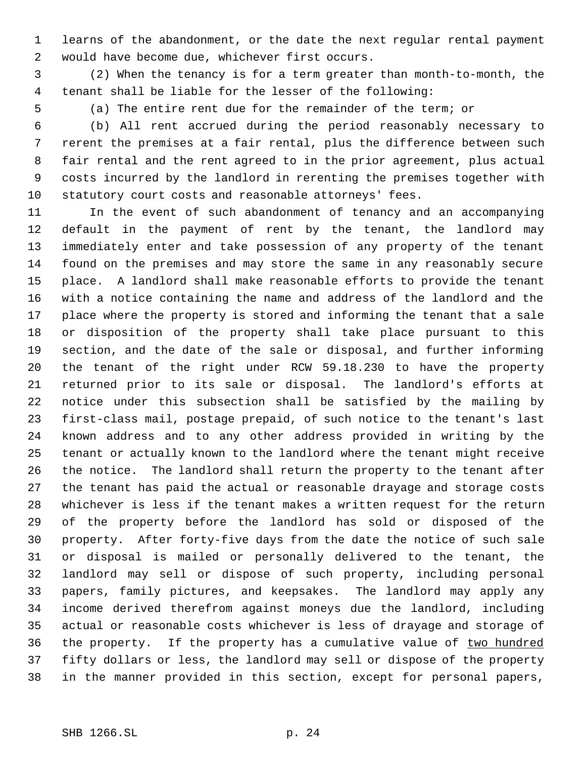learns of the abandonment, or the date the next regular rental payment would have become due, whichever first occurs.

(2) When the tenancy is for a term greater than month-to-month, the tenant shall be liable for the lesser of the following:

(a) The entire rent due for the remainder of the term; or

(b) All rent accrued during the period reasonably necessary to rerent the premises at a fair rental, plus the difference between such fair rental and the rent agreed to in the prior agreement, plus actual costs incurred by the landlord in rerenting the premises together with statutory court costs and reasonable attorneys' fees.

In the event of such abandonment of tenancy and an accompanying default in the payment of rent by the tenant, the landlord may immediately enter and take possession of any property of the tenant found on the premises and may store the same in any reasonably secure place. A landlord shall make reasonable efforts to provide the tenant with a notice containing the name and address of the landlord and the place where the property is stored and informing the tenant that a sale or disposition of the property shall take place pursuant to this section, and the date of the sale or disposal, and further informing the tenant of the right under RCW 59.18.230 to have the property returned prior to its sale or disposal. The landlord's efforts at notice under this subsection shall be satisfied by the mailing by first-class mail, postage prepaid, of such notice to the tenant's last known address and to any other address provided in writing by the tenant or actually known to the landlord where the tenant might receive the notice. The landlord shall return the property to the tenant after the tenant has paid the actual or reasonable drayage and storage costs whichever is less if the tenant makes a written request for the return of the property before the landlord has sold or disposed of the property. After forty-five days from the date the notice of such sale or disposal is mailed or personally delivered to the tenant, the landlord may sell or dispose of such property, including personal papers, family pictures, and keepsakes. The landlord may apply any income derived therefrom against moneys due the landlord, including actual or reasonable costs whichever is less of drayage and storage of the property. If the property has a cumulative value of <u>two hundred</u> fifty dollars or less, the landlord may sell or dispose of the property in the manner provided in this section, except for personal papers,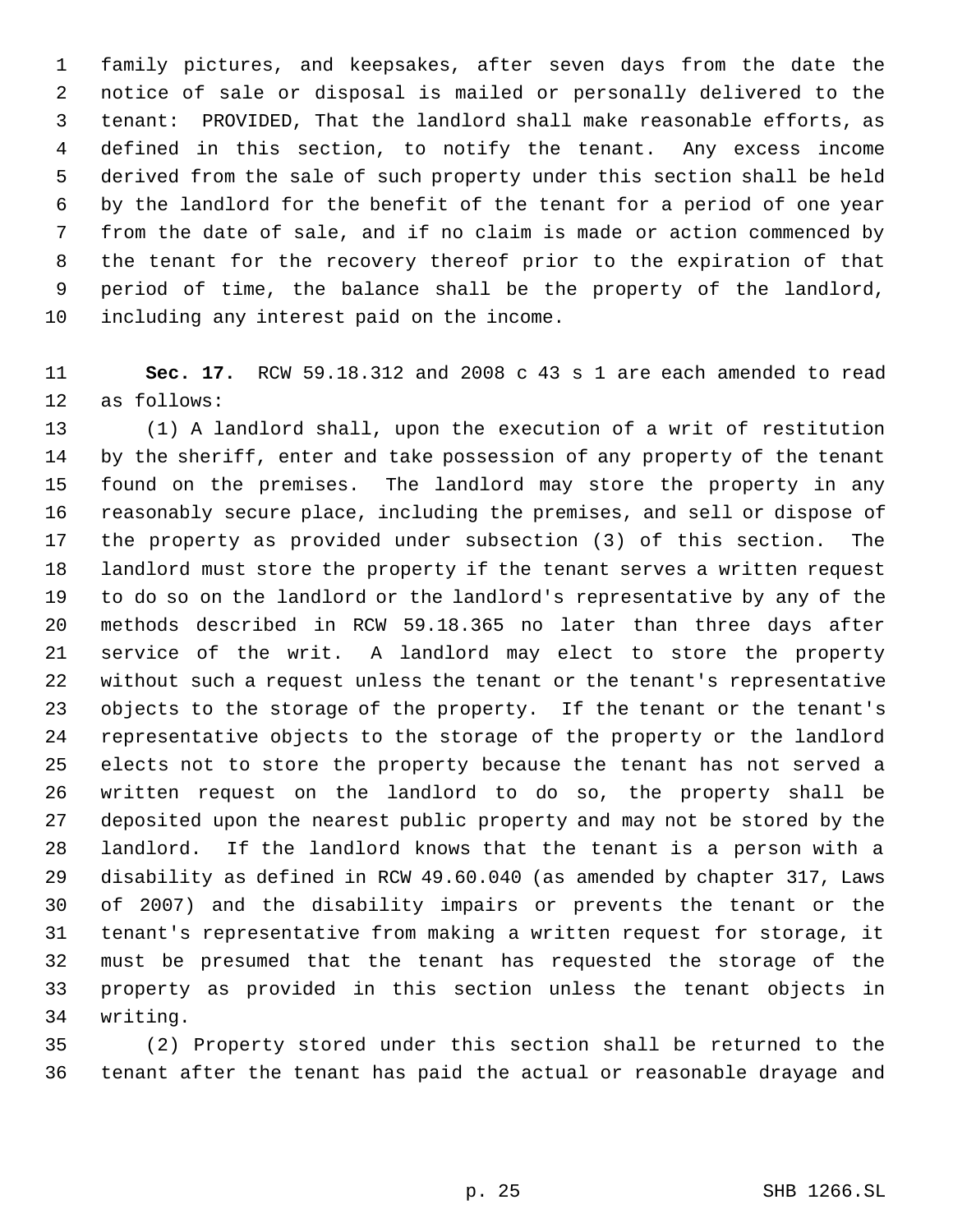family pictures, and keepsakes, after seven days from the date the notice of sale or disposal is mailed or personally delivered to the tenant: PROVIDED, That the landlord shall make reasonable efforts, as defined in this section, to notify the tenant. Any excess income derived from the sale of such property under this section shall be held by the landlord for the benefit of the tenant for a period of one year from the date of sale, and if no claim is made or action commenced by the tenant for the recovery thereof prior to the expiration of that period of time, the balance shall be the property of the landlord, including any interest paid on the income.

**Sec. 17.** RCW 59.18.312 and 2008 c 43 s 1 are each amended to read as follows:

(1) A landlord shall, upon the execution of a writ of restitution by the sheriff, enter and take possession of any property of the tenant found on the premises. The landlord may store the property in any reasonably secure place, including the premises, and sell or dispose of the property as provided under subsection (3) of this section. The landlord must store the property if the tenant serves a written request to do so on the landlord or the landlord's representative by any of the methods described in RCW 59.18.365 no later than three days after service of the writ. A landlord may elect to store the property without such a request unless the tenant or the tenant's representative objects to the storage of the property. If the tenant or the tenant's representative objects to the storage of the property or the landlord elects not to store the property because the tenant has not served a written request on the landlord to do so, the property shall be deposited upon the nearest public property and may not be stored by the landlord. If the landlord knows that the tenant is a person with a disability as defined in RCW 49.60.040 (as amended by chapter 317, Laws of 2007) and the disability impairs or prevents the tenant or the tenant's representative from making a written request for storage, it must be presumed that the tenant has requested the storage of the property as provided in this section unless the tenant objects in writing.

(2) Property stored under this section shall be returned to the tenant after the tenant has paid the actual or reasonable drayage and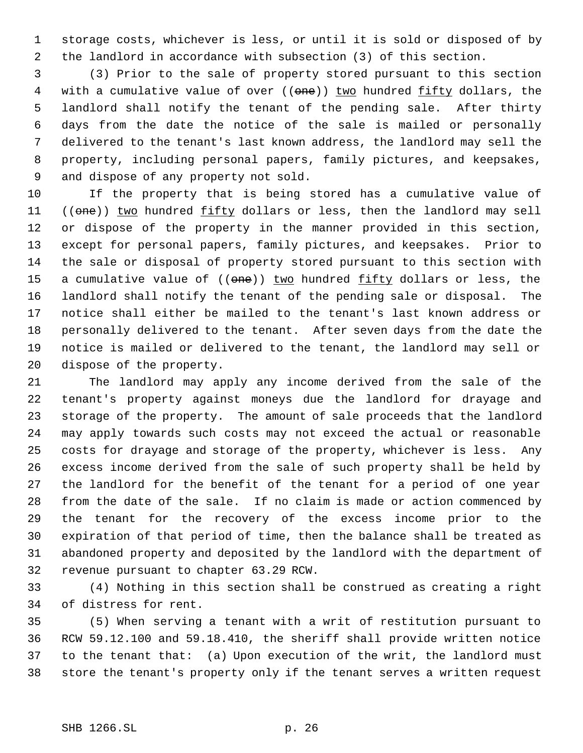storage costs, whichever is less, or until it is sold or disposed of by the landlord in accordance with subsection (3) of this section.

(3) Prior to the sale of property stored pursuant to this section with a cumulative value of over ((~~one~~)) <u>two</u> hundred <u>fifty</u> dollars, the landlord shall notify the tenant of the pending sale. After thirty days from the date the notice of the sale is mailed or personally delivered to the tenant's last known address, the landlord may sell the property, including personal papers, family pictures, and keepsakes, and dispose of any property not sold.

If the property that is being stored has a cumulative value of ((~~one~~)) <u>two</u> hundred <u>fifty</u> dollars or less, then the landlord may sell or dispose of the property in the manner provided in this section, except for personal papers, family pictures, and keepsakes. Prior to the sale or disposal of property stored pursuant to this section with a cumulative value of ((~~one~~)) <u>two</u> hundred <u>fifty</u> dollars or less, the landlord shall notify the tenant of the pending sale or disposal. The notice shall either be mailed to the tenant's last known address or personally delivered to the tenant. After seven days from the date the notice is mailed or delivered to the tenant, the landlord may sell or dispose of the property.

The landlord may apply any income derived from the sale of the tenant's property against moneys due the landlord for drayage and storage of the property. The amount of sale proceeds that the landlord may apply towards such costs may not exceed the actual or reasonable costs for drayage and storage of the property, whichever is less. Any excess income derived from the sale of such property shall be held by the landlord for the benefit of the tenant for a period of one year from the date of the sale. If no claim is made or action commenced by the tenant for the recovery of the excess income prior to the expiration of that period of time, then the balance shall be treated as abandoned property and deposited by the landlord with the department of revenue pursuant to chapter 63.29 RCW.

(4) Nothing in this section shall be construed as creating a right of distress for rent.

(5) When serving a tenant with a writ of restitution pursuant to RCW 59.12.100 and 59.18.410, the sheriff shall provide written notice to the tenant that: (a) Upon execution of the writ, the landlord must store the tenant's property only if the tenant serves a written request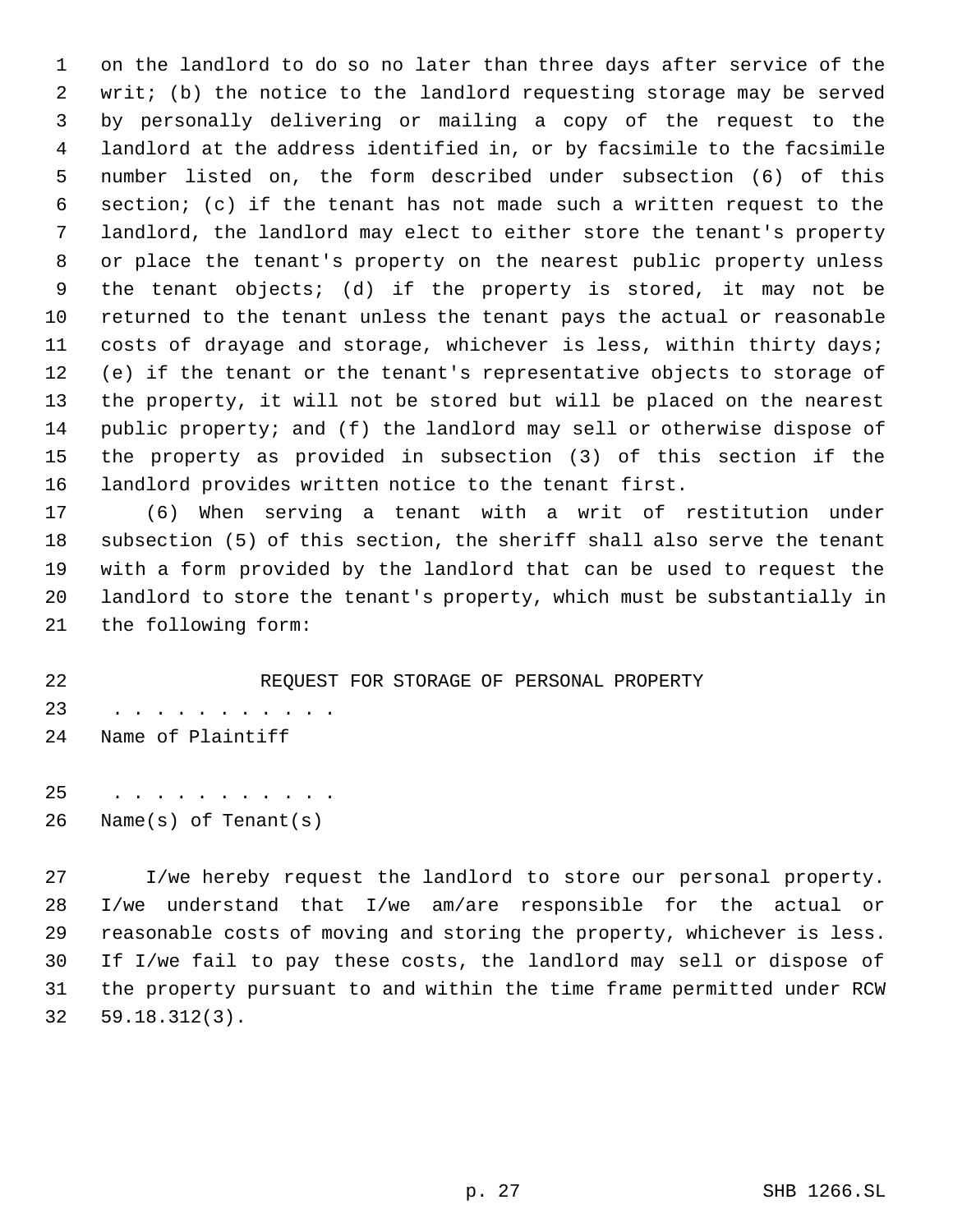on the landlord to do so no later than three days after service of the writ; (b) the notice to the landlord requesting storage may be served by personally delivering or mailing a copy of the request to the landlord at the address identified in, or by facsimile to the facsimile number listed on, the form described under subsection (6) of this section; (c) if the tenant has not made such a written request to the landlord, the landlord may elect to either store the tenant's property or place the tenant's property on the nearest public property unless the tenant objects; (d) if the property is stored, it may not be returned to the tenant unless the tenant pays the actual or reasonable costs of drayage and storage, whichever is less, within thirty days; (e) if the tenant or the tenant's representative objects to storage of the property, it will not be stored but will be placed on the nearest public property; and (f) the landlord may sell or otherwise dispose of the property as provided in subsection (3) of this section if the landlord provides written notice to the tenant first.

(6) When serving a tenant with a writ of restitution under subsection (5) of this section, the sheriff shall also serve the tenant with a form provided by the landlord that can be used to request the landlord to store the tenant's property, which must be substantially in the following form:

REQUEST FOR STORAGE OF PERSONAL PROPERTY

. . . . . . . . . . .
Name of Plaintiff

. . . . . . . . . . .
Name(s) of Tenant(s)

I/we hereby request the landlord to store our personal property. I/we understand that I/we am/are responsible for the actual or reasonable costs of moving and storing the property, whichever is less. If I/we fail to pay these costs, the landlord may sell or dispose of the property pursuant to and within the time frame permitted under RCW 59.18.312(3).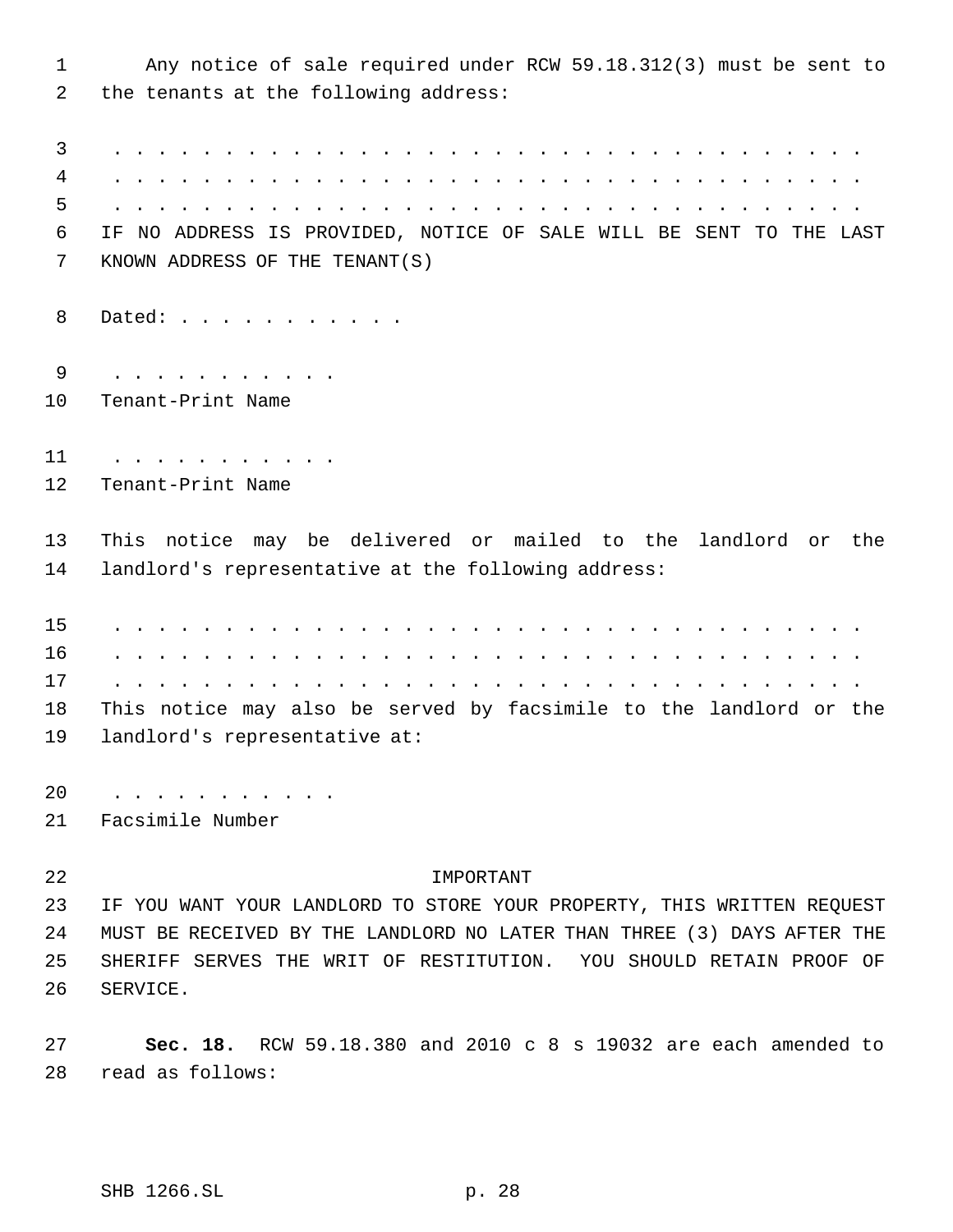Any notice of sale required under RCW 59.18.312(3) must be sent to the tenants at the following address:

. . . . . . . . . . . . . . . . . . . . . . . . . . . . . . . . . . . . . .
. . . . . . . . . . . . . . . . . . . . . . . . . . . . . . . . . . . . . .
. . . . . . . . . . . . . . . . . . . . . . . . . . . . . . . . . . . . . .

IF NO ADDRESS IS PROVIDED, NOTICE OF SALE WILL BE SENT TO THE LAST KNOWN ADDRESS OF THE TENANT(S)

Dated: . . . . . . . . . . .

. . . . . . . . . . .
Tenant-Print Name

. . . . . . . . . . .
Tenant-Print Name

This notice may be delivered or mailed to the landlord or the landlord's representative at the following address:

. . . . . . . . . . . . . . . . . . . . . . . . . . . . . . . . . . . . . .
. . . . . . . . . . . . . . . . . . . . . . . . . . . . . . . . . . . . . .
. . . . . . . . . . . . . . . . . . . . . . . . . . . . . . . . . . . . . .

This notice may also be served by facsimile to the landlord or the landlord's representative at:

. . . . . . . . . . .
Facsimile Number

IMPORTANT

IF YOU WANT YOUR LANDLORD TO STORE YOUR PROPERTY, THIS WRITTEN REQUEST MUST BE RECEIVED BY THE LANDLORD NO LATER THAN THREE (3) DAYS AFTER THE SHERIFF SERVES THE WRIT OF RESTITUTION. YOU SHOULD RETAIN PROOF OF SERVICE.

**Sec. 18.** RCW 59.18.380 and 2010 c 8 s 19032 are each amended to read as follows: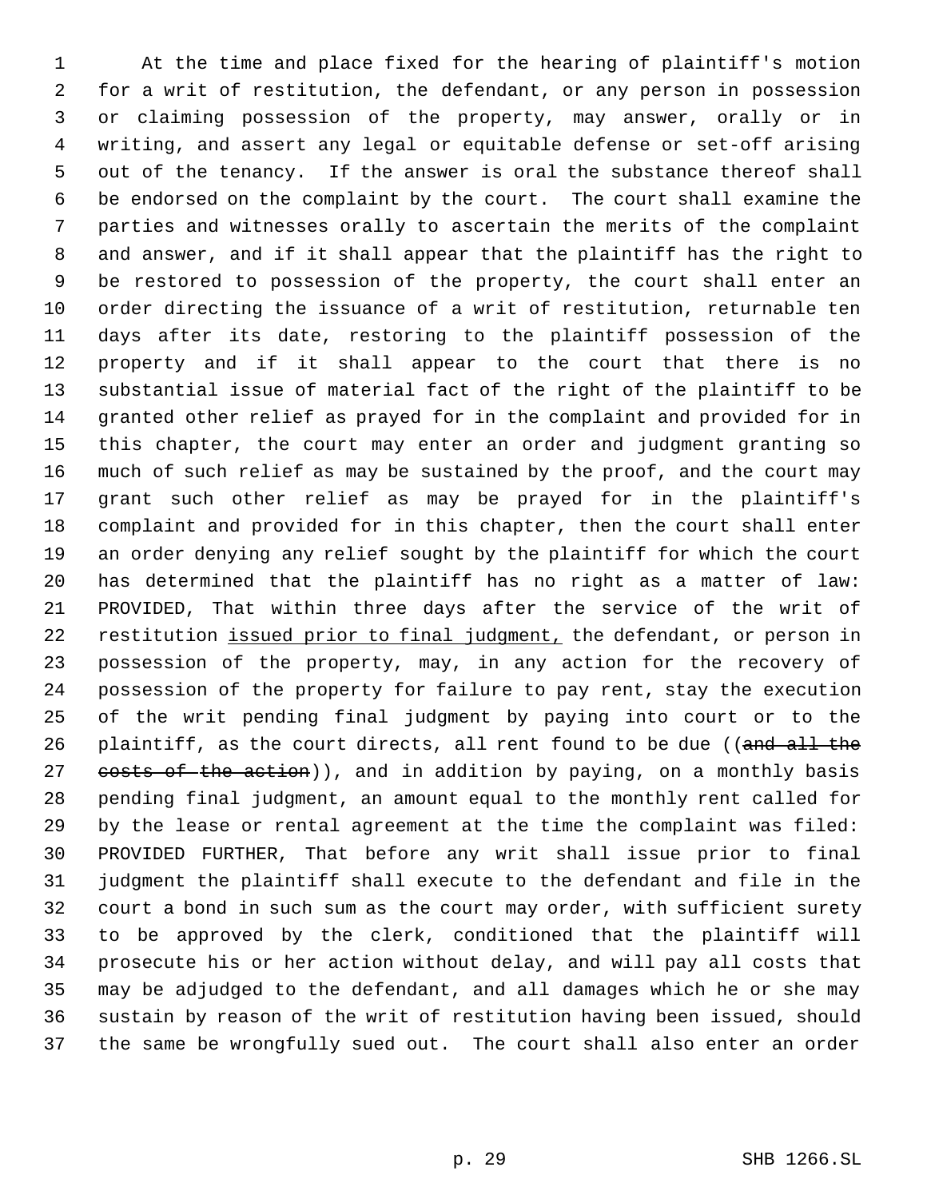At the time and place fixed for the hearing of plaintiff's motion for a writ of restitution, the defendant, or any person in possession or claiming possession of the property, may answer, orally or in writing, and assert any legal or equitable defense or set-off arising out of the tenancy. If the answer is oral the substance thereof shall be endorsed on the complaint by the court. The court shall examine the parties and witnesses orally to ascertain the merits of the complaint and answer, and if it shall appear that the plaintiff has the right to be restored to possession of the property, the court shall enter an order directing the issuance of a writ of restitution, returnable ten days after its date, restoring to the plaintiff possession of the property and if it shall appear to the court that there is no substantial issue of material fact of the right of the plaintiff to be granted other relief as prayed for in the complaint and provided for in this chapter, the court may enter an order and judgment granting so much of such relief as may be sustained by the proof, and the court may grant such other relief as may be prayed for in the plaintiff's complaint and provided for in this chapter, then the court shall enter an order denying any relief sought by the plaintiff for which the court has determined that the plaintiff has no right as a matter of law: PROVIDED, That within three days after the service of the writ of restitution <u>issued prior to final judgment,</u> the defendant, or person in possession of the property, may, in any action for the recovery of possession of the property for failure to pay rent, stay the execution of the writ pending final judgment by paying into court or to the plaintiff, as the court directs, all rent found to be due ((~~and all the costs of the action~~)), and in addition by paying, on a monthly basis pending final judgment, an amount equal to the monthly rent called for by the lease or rental agreement at the time the complaint was filed: PROVIDED FURTHER, That before any writ shall issue prior to final judgment the plaintiff shall execute to the defendant and file in the court a bond in such sum as the court may order, with sufficient surety to be approved by the clerk, conditioned that the plaintiff will prosecute his or her action without delay, and will pay all costs that may be adjudged to the defendant, and all damages which he or she may sustain by reason of the writ of restitution having been issued, should the same be wrongfully sued out. The court shall also enter an order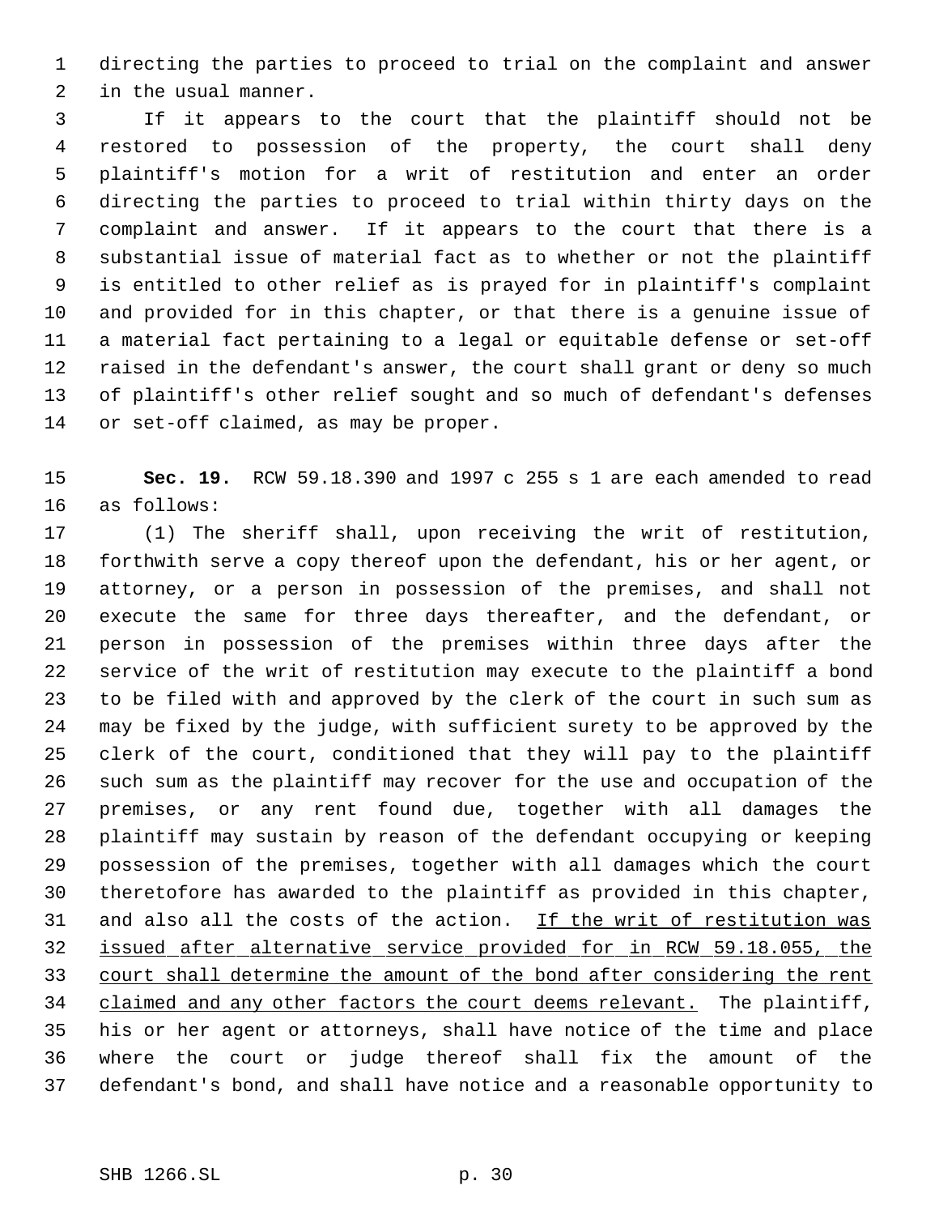directing the parties to proceed to trial on the complaint and answer in the usual manner.

If it appears to the court that the plaintiff should not be restored to possession of the property, the court shall deny plaintiff's motion for a writ of restitution and enter an order directing the parties to proceed to trial within thirty days on the complaint and answer. If it appears to the court that there is a substantial issue of material fact as to whether or not the plaintiff is entitled to other relief as is prayed for in plaintiff's complaint and provided for in this chapter, or that there is a genuine issue of a material fact pertaining to a legal or equitable defense or set-off raised in the defendant's answer, the court shall grant or deny so much of plaintiff's other relief sought and so much of defendant's defenses or set-off claimed, as may be proper.

**Sec. 19.** RCW 59.18.390 and 1997 c 255 s 1 are each amended to read as follows:

(1) The sheriff shall, upon receiving the writ of restitution, forthwith serve a copy thereof upon the defendant, his or her agent, or attorney, or a person in possession of the premises, and shall not execute the same for three days thereafter, and the defendant, or person in possession of the premises within three days after the service of the writ of restitution may execute to the plaintiff a bond to be filed with and approved by the clerk of the court in such sum as may be fixed by the judge, with sufficient surety to be approved by the clerk of the court, conditioned that they will pay to the plaintiff such sum as the plaintiff may recover for the use and occupation of the premises, or any rent found due, together with all damages the plaintiff may sustain by reason of the defendant occupying or keeping possession of the premises, together with all damages which the court theretofore has awarded to the plaintiff as provided in this chapter, and also all the costs of the action. <u>If the writ of restitution was issued after alternative service provided for in RCW 59.18.055, the court shall determine the amount of the bond after considering the rent claimed and any other factors the court deems relevant.</u> The plaintiff, his or her agent or attorneys, shall have notice of the time and place where the court or judge thereof shall fix the amount of the defendant's bond, and shall have notice and a reasonable opportunity to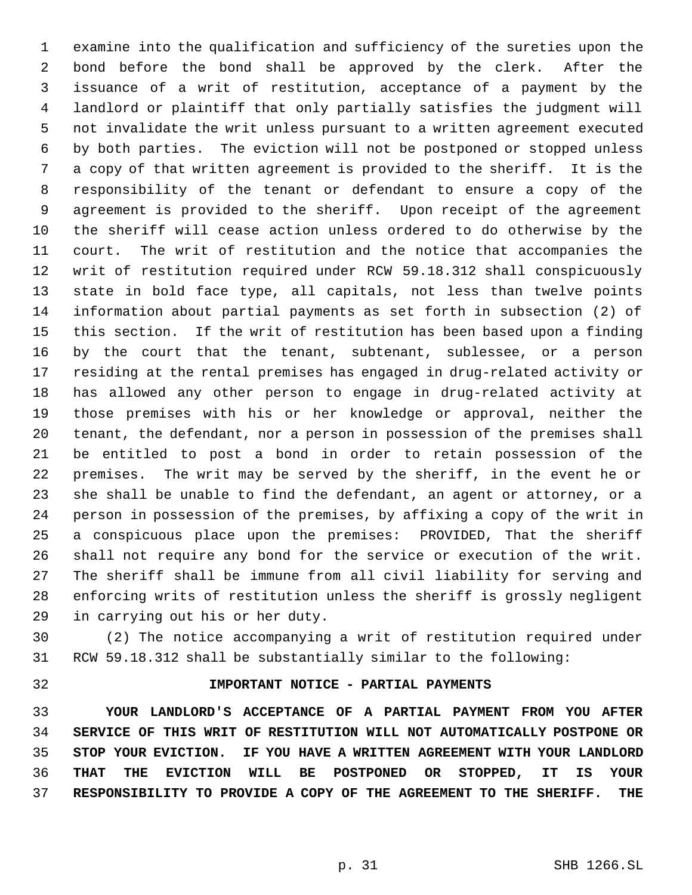examine into the qualification and sufficiency of the sureties upon the bond before the bond shall be approved by the clerk. After the issuance of a writ of restitution, acceptance of a payment by the landlord or plaintiff that only partially satisfies the judgment will not invalidate the writ unless pursuant to a written agreement executed by both parties. The eviction will not be postponed or stopped unless a copy of that written agreement is provided to the sheriff. It is the responsibility of the tenant or defendant to ensure a copy of the agreement is provided to the sheriff. Upon receipt of the agreement the sheriff will cease action unless ordered to do otherwise by the court. The writ of restitution and the notice that accompanies the writ of restitution required under RCW 59.18.312 shall conspicuously state in bold face type, all capitals, not less than twelve points information about partial payments as set forth in subsection (2) of this section. If the writ of restitution has been based upon a finding by the court that the tenant, subtenant, sublessee, or a person residing at the rental premises has engaged in drug-related activity or has allowed any other person to engage in drug-related activity at those premises with his or her knowledge or approval, neither the tenant, the defendant, nor a person in possession of the premises shall be entitled to post a bond in order to retain possession of the premises. The writ may be served by the sheriff, in the event he or she shall be unable to find the defendant, an agent or attorney, or a person in possession of the premises, by affixing a copy of the writ in a conspicuous place upon the premises: PROVIDED, That the sheriff shall not require any bond for the service or execution of the writ. The sheriff shall be immune from all civil liability for serving and enforcing writs of restitution unless the sheriff is grossly negligent in carrying out his or her duty.

(2) The notice accompanying a writ of restitution required under RCW 59.18.312 shall be substantially similar to the following:

**IMPORTANT NOTICE - PARTIAL PAYMENTS**

**YOUR LANDLORD'S ACCEPTANCE OF A PARTIAL PAYMENT FROM YOU AFTER SERVICE OF THIS WRIT OF RESTITUTION WILL NOT AUTOMATICALLY POSTPONE OR STOP YOUR EVICTION. IF YOU HAVE A WRITTEN AGREEMENT WITH YOUR LANDLORD THAT THE EVICTION WILL BE POSTPONED OR STOPPED, IT IS YOUR RESPONSIBILITY TO PROVIDE A COPY OF THE AGREEMENT TO THE SHERIFF. THE**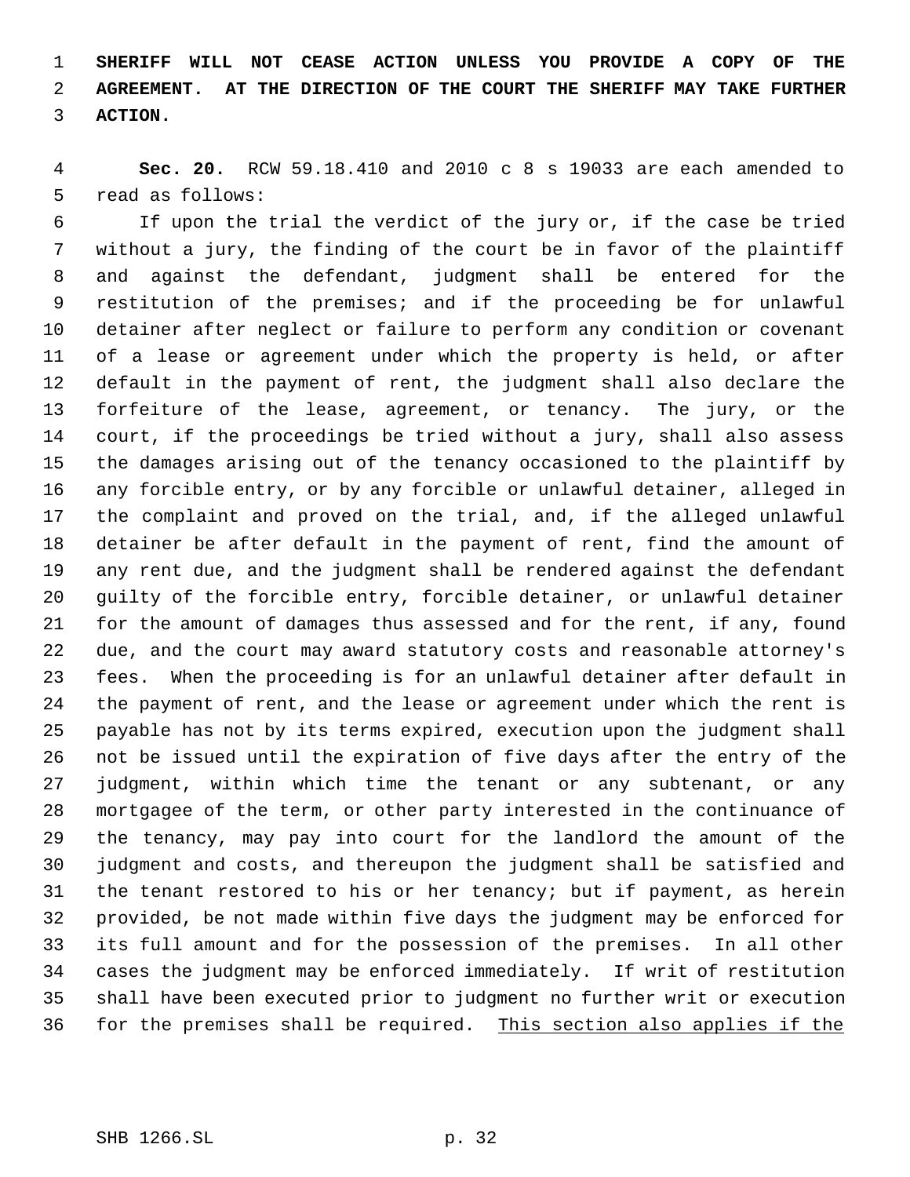**SHERIFF WILL NOT CEASE ACTION UNLESS YOU PROVIDE A COPY OF THE AGREEMENT. AT THE DIRECTION OF THE COURT THE SHERIFF MAY TAKE FURTHER ACTION.**

**Sec. 20.** RCW 59.18.410 and 2010 c 8 s 19033 are each amended to read as follows:

If upon the trial the verdict of the jury or, if the case be tried without a jury, the finding of the court be in favor of the plaintiff and against the defendant, judgment shall be entered for the restitution of the premises; and if the proceeding be for unlawful detainer after neglect or failure to perform any condition or covenant of a lease or agreement under which the property is held, or after default in the payment of rent, the judgment shall also declare the forfeiture of the lease, agreement, or tenancy. The jury, or the court, if the proceedings be tried without a jury, shall also assess the damages arising out of the tenancy occasioned to the plaintiff by any forcible entry, or by any forcible or unlawful detainer, alleged in the complaint and proved on the trial, and, if the alleged unlawful detainer be after default in the payment of rent, find the amount of any rent due, and the judgment shall be rendered against the defendant guilty of the forcible entry, forcible detainer, or unlawful detainer for the amount of damages thus assessed and for the rent, if any, found due, and the court may award statutory costs and reasonable attorney's fees. When the proceeding is for an unlawful detainer after default in the payment of rent, and the lease or agreement under which the rent is payable has not by its terms expired, execution upon the judgment shall not be issued until the expiration of five days after the entry of the judgment, within which time the tenant or any subtenant, or any mortgagee of the term, or other party interested in the continuance of the tenancy, may pay into court for the landlord the amount of the judgment and costs, and thereupon the judgment shall be satisfied and the tenant restored to his or her tenancy; but if payment, as herein provided, be not made within five days the judgment may be enforced for its full amount and for the possession of the premises. In all other cases the judgment may be enforced immediately. If writ of restitution shall have been executed prior to judgment no further writ or execution for the premises shall be required. <u>This section also applies if the</u>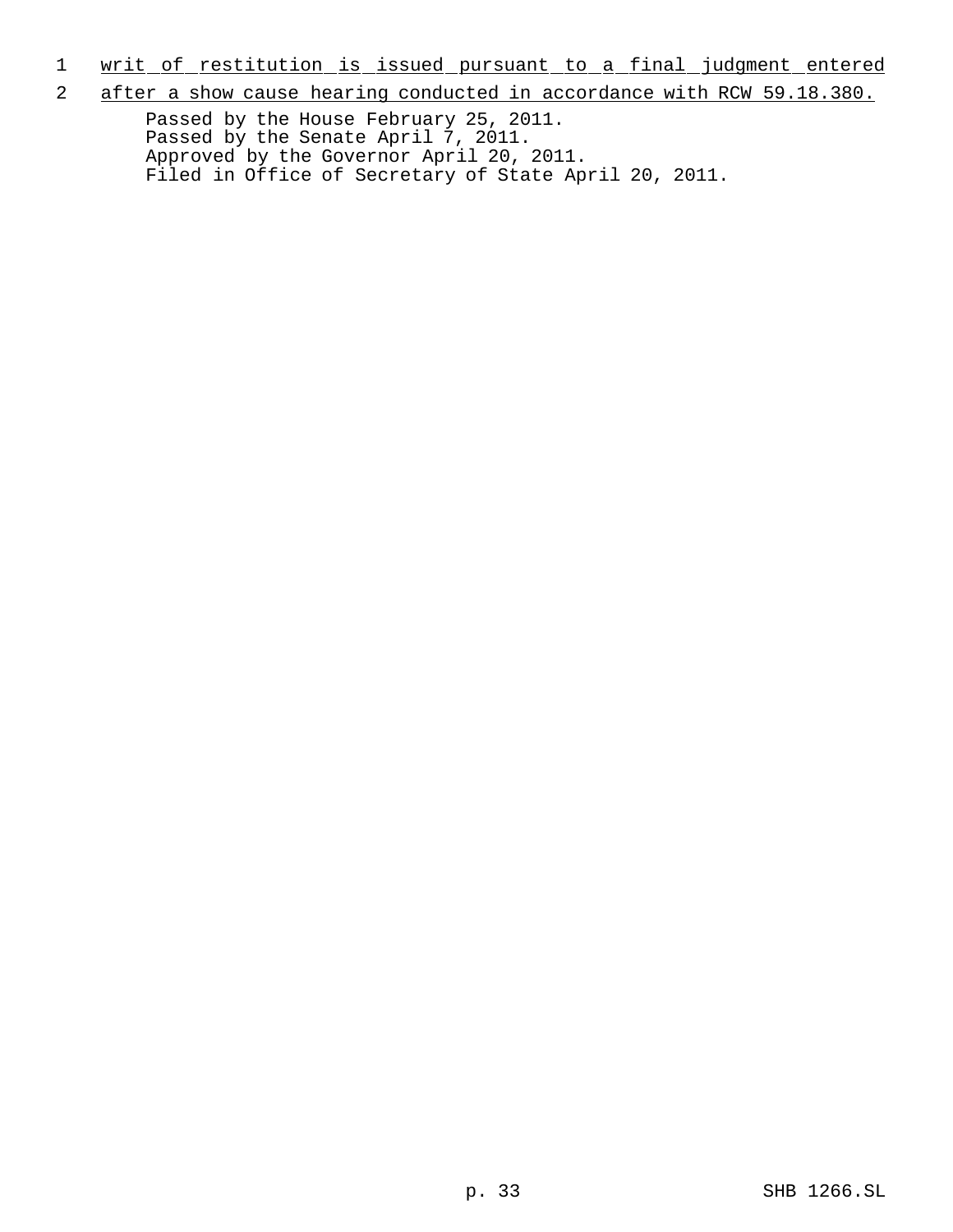writ of restitution is issued pursuant to a final judgment entered after a show cause hearing conducted in accordance with RCW 59.18.380.

Passed by the House February 25, 2011.
Passed by the Senate April 7, 2011.
Approved by the Governor April 20, 2011.
Filed in Office of Secretary of State April 20, 2011.